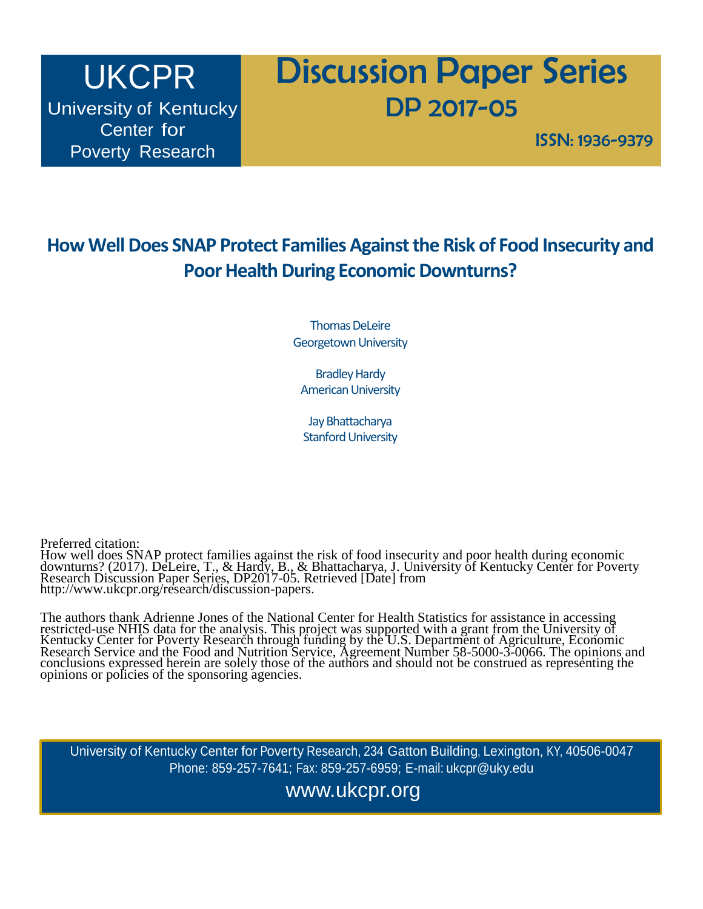UKCPR

University of Kentucky Center for Poverty Research

# Discussion Paper Series

DP 2017-05

ISSN: 1936-9379

## How Well Does SNAP Protect Families Against the Risk of Food Insecurity and Poor Health During Economic Downturns?

Thomas DeLeire
Georgetown University

Bradley Hardy
American University

Jay Bhattacharya
Stanford University

Preferred citation:
How well does SNAP protect families against the risk of food insecurity and poor health during economic downturns? (2017). DeLeire, T., & Hardy, B., & Bhattacharya, J. University of Kentucky Center for Poverty Research Discussion Paper Series, DP2017-05. Retrieved [Date] from http://www.ukcpr.org/research/discussion-papers.

The authors thank Adrienne Jones of the National Center for Health Statistics for assistance in accessing restricted-use NHIS data for the analysis. This project was supported with a grant from the University of Kentucky Center for Poverty Research through funding by the U.S. Department of Agriculture, Economic Research Service and the Food and Nutrition Service, Agreement Number 58-5000-3-0066. The opinions and conclusions expressed herein are solely those of the authors and should not be construed as representing the opinions or policies of the sponsoring agencies.

University of Kentucky Center for Poverty Research, 234 Gatton Building, Lexington, KY, 40506-0047
Phone: 859-257-7641; Fax: 859-257-6959; E-mail: ukcpr@uky.edu

www.ukcpr.org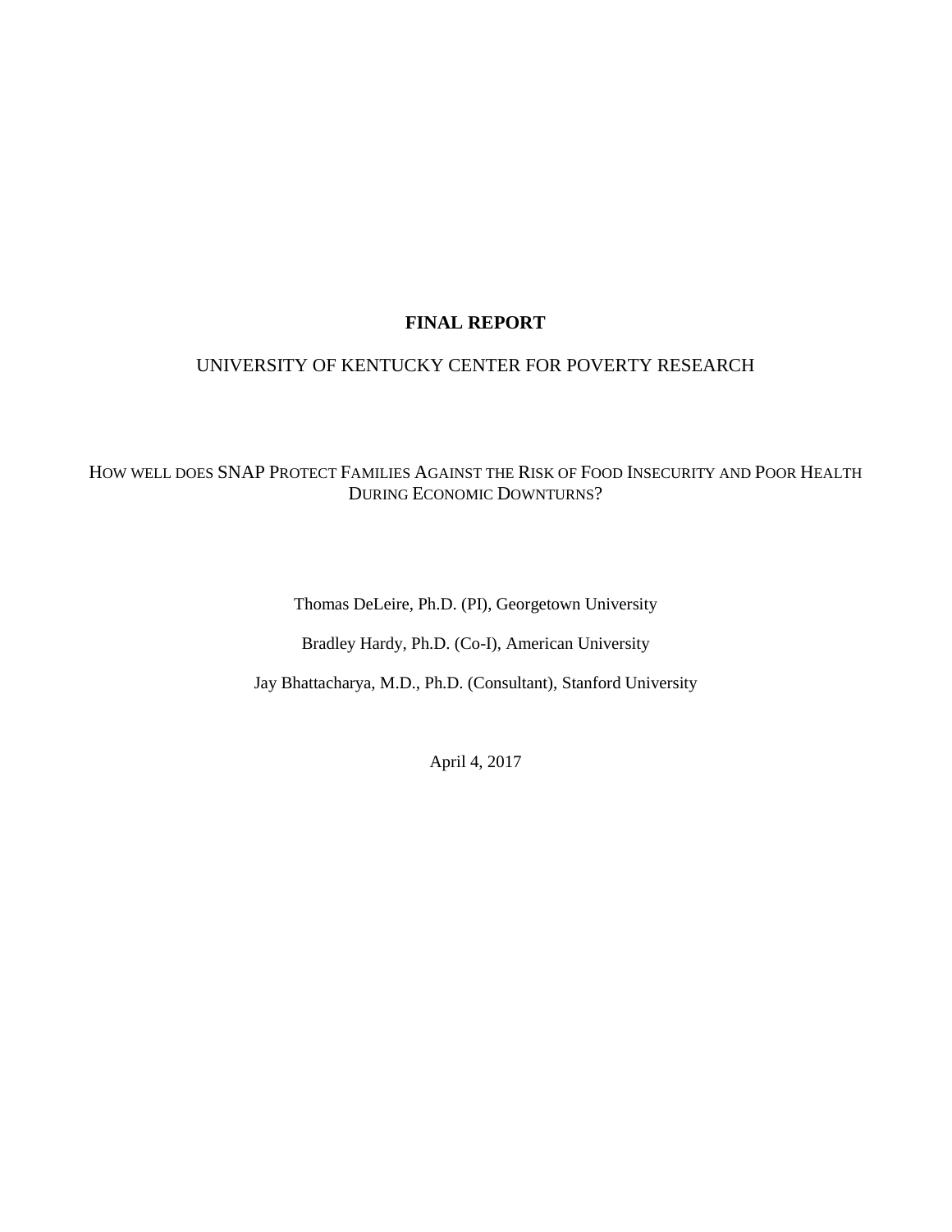**FINAL REPORT**

UNIVERSITY OF KENTUCKY CENTER FOR POVERTY RESEARCH

# HOW WELL DOES SNAP PROTECT FAMILIES AGAINST THE RISK OF FOOD INSECURITY AND POOR HEALTH DURING ECONOMIC DOWNTURNS?

Thomas DeLeire, Ph.D. (PI), Georgetown University

Bradley Hardy, Ph.D. (Co-I), American University

Jay Bhattacharya, M.D., Ph.D. (Consultant), Stanford University

April 4, 2017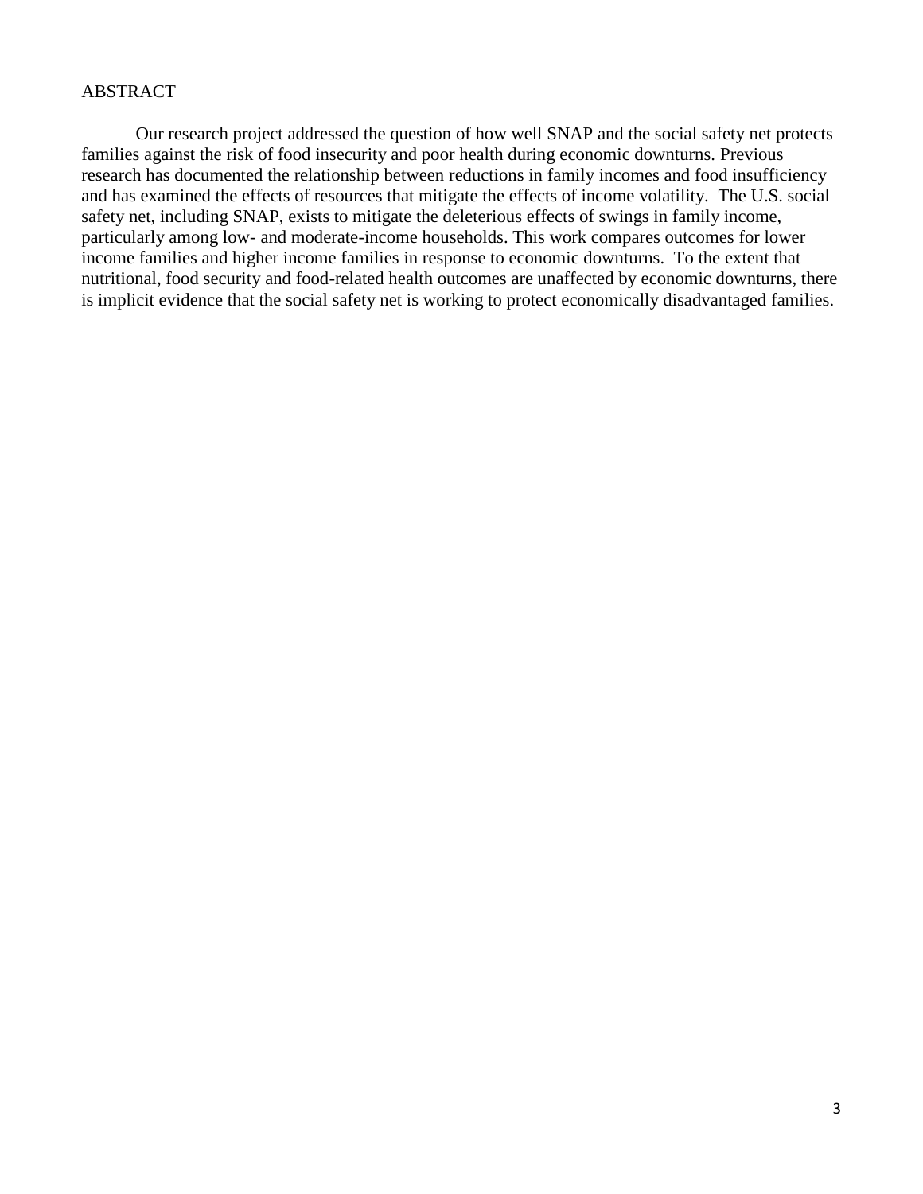# ABSTRACT

Our research project addressed the question of how well SNAP and the social safety net protects families against the risk of food insecurity and poor health during economic downturns. Previous research has documented the relationship between reductions in family incomes and food insufficiency and has examined the effects of resources that mitigate the effects of income volatility. The U.S. social safety net, including SNAP, exists to mitigate the deleterious effects of swings in family income, particularly among low- and moderate-income households. This work compares outcomes for lower income families and higher income families in response to economic downturns. To the extent that nutritional, food security and food-related health outcomes are unaffected by economic downturns, there is implicit evidence that the social safety net is working to protect economically disadvantaged families.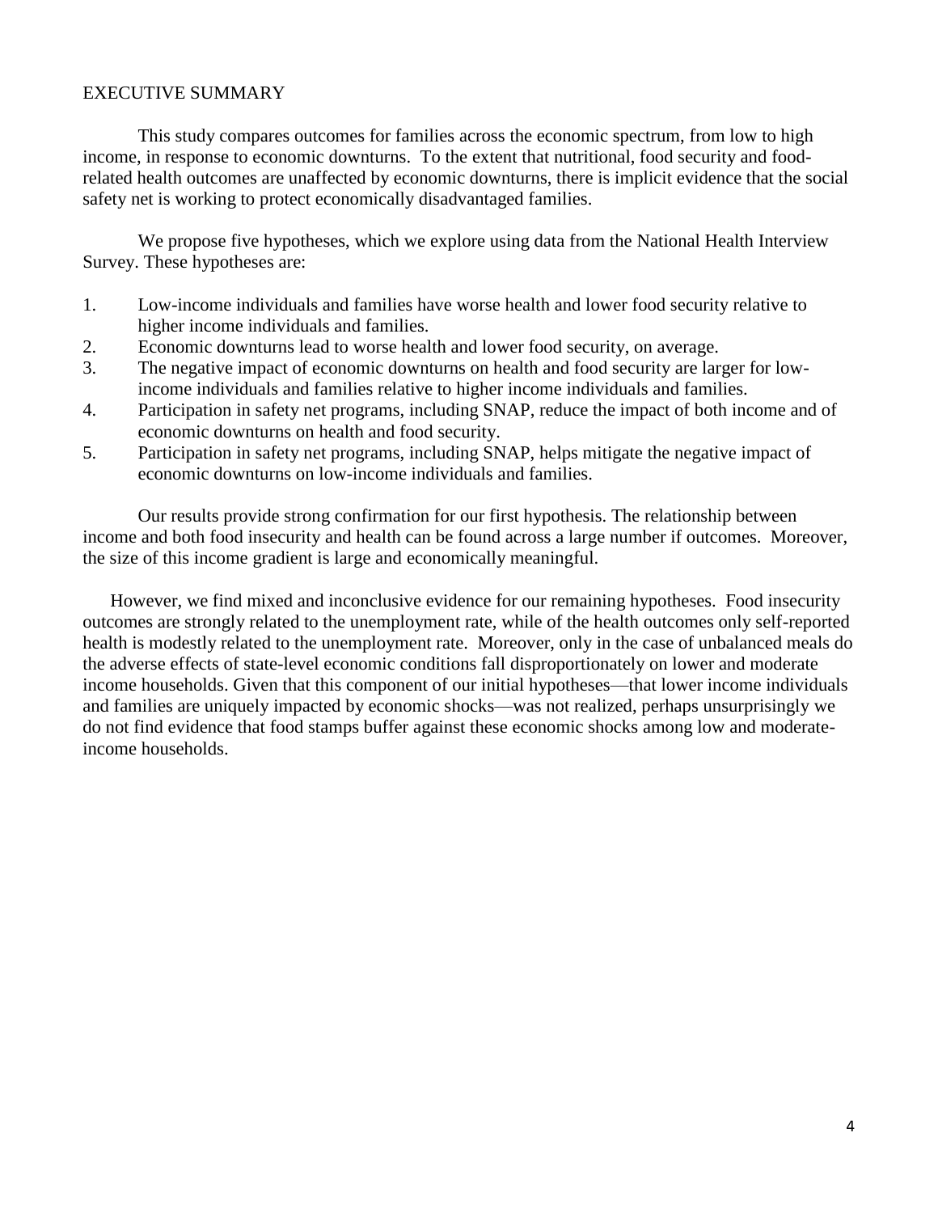# EXECUTIVE SUMMARY

This study compares outcomes for families across the economic spectrum, from low to high income, in response to economic downturns. To the extent that nutritional, food security and food-related health outcomes are unaffected by economic downturns, there is implicit evidence that the social safety net is working to protect economically disadvantaged families.

We propose five hypotheses, which we explore using data from the National Health Interview Survey. These hypotheses are:

1. Low-income individuals and families have worse health and lower food security relative to higher income individuals and families.
2. Economic downturns lead to worse health and lower food security, on average.
3. The negative impact of economic downturns on health and food security are larger for low-income individuals and families relative to higher income individuals and families.
4. Participation in safety net programs, including SNAP, reduce the impact of both income and of economic downturns on health and food security.
5. Participation in safety net programs, including SNAP, helps mitigate the negative impact of economic downturns on low-income individuals and families.

Our results provide strong confirmation for our first hypothesis. The relationship between income and both food insecurity and health can be found across a large number if outcomes. Moreover, the size of this income gradient is large and economically meaningful.

However, we find mixed and inconclusive evidence for our remaining hypotheses. Food insecurity outcomes are strongly related to the unemployment rate, while of the health outcomes only self-reported health is modestly related to the unemployment rate. Moreover, only in the case of unbalanced meals do the adverse effects of state-level economic conditions fall disproportionately on lower and moderate income households. Given that this component of our initial hypotheses—that lower income individuals and families are uniquely impacted by economic shocks—was not realized, perhaps unsurprisingly we do not find evidence that food stamps buffer against these economic shocks among low and moderate-income households.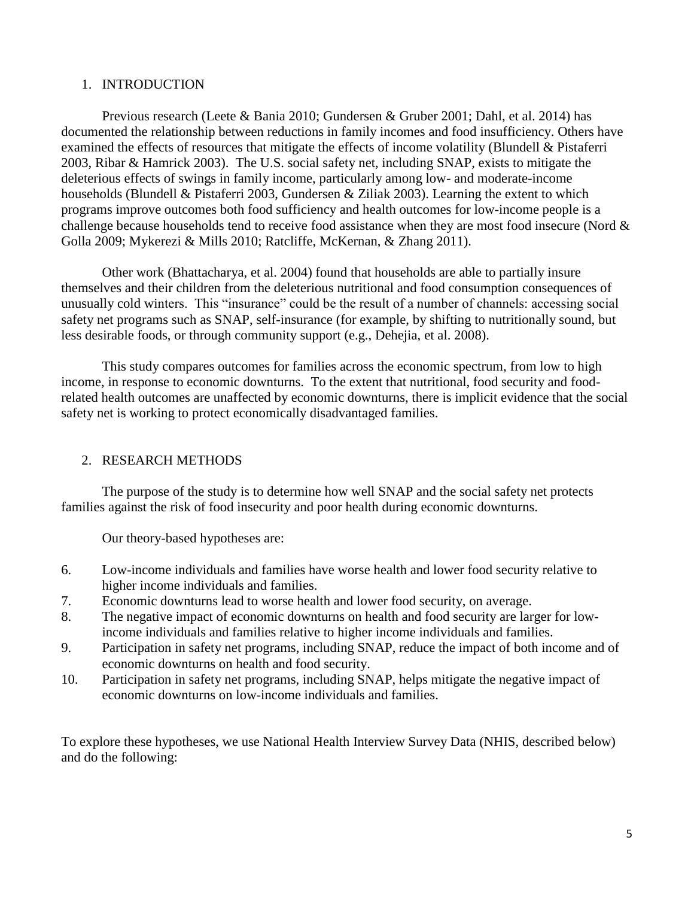## 1. INTRODUCTION

Previous research (Leete & Bania 2010; Gundersen & Gruber 2001; Dahl, et al. 2014) has documented the relationship between reductions in family incomes and food insufficiency. Others have examined the effects of resources that mitigate the effects of income volatility (Blundell & Pistaferri 2003, Ribar & Hamrick 2003). The U.S. social safety net, including SNAP, exists to mitigate the deleterious effects of swings in family income, particularly among low- and moderate-income households (Blundell & Pistaferri 2003, Gundersen & Ziliak 2003). Learning the extent to which programs improve outcomes both food sufficiency and health outcomes for low-income people is a challenge because households tend to receive food assistance when they are most food insecure (Nord & Golla 2009; Mykerezi & Mills 2010; Ratcliffe, McKernan, & Zhang 2011).

Other work (Bhattacharya, et al. 2004) found that households are able to partially insure themselves and their children from the deleterious nutritional and food consumption consequences of unusually cold winters. This "insurance" could be the result of a number of channels: accessing social safety net programs such as SNAP, self-insurance (for example, by shifting to nutritionally sound, but less desirable foods, or through community support (e.g., Dehejia, et al. 2008).

This study compares outcomes for families across the economic spectrum, from low to high income, in response to economic downturns. To the extent that nutritional, food security and food-related health outcomes are unaffected by economic downturns, there is implicit evidence that the social safety net is working to protect economically disadvantaged families.

## 2. RESEARCH METHODS

The purpose of the study is to determine how well SNAP and the social safety net protects families against the risk of food insecurity and poor health during economic downturns.

Our theory-based hypotheses are:

6. Low-income individuals and families have worse health and lower food security relative to higher income individuals and families.
7. Economic downturns lead to worse health and lower food security, on average.
8. The negative impact of economic downturns on health and food security are larger for low-income individuals and families relative to higher income individuals and families.
9. Participation in safety net programs, including SNAP, reduce the impact of both income and of economic downturns on health and food security.
10. Participation in safety net programs, including SNAP, helps mitigate the negative impact of economic downturns on low-income individuals and families.

To explore these hypotheses, we use National Health Interview Survey Data (NHIS, described below) and do the following: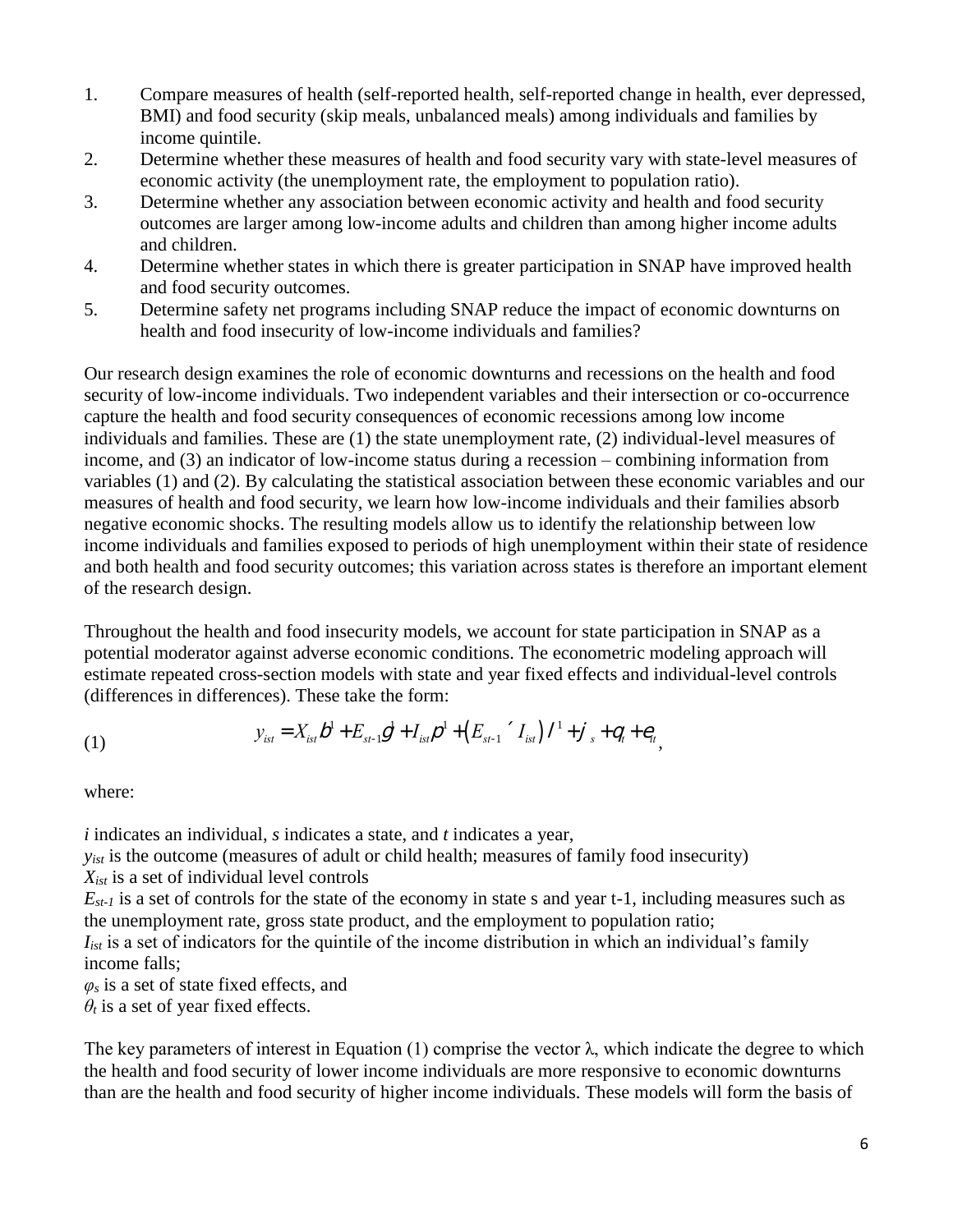1. Compare measures of health (self-reported health, self-reported change in health, ever depressed, BMI) and food security (skip meals, unbalanced meals) among individuals and families by income quintile.
2. Determine whether these measures of health and food security vary with state-level measures of economic activity (the unemployment rate, the employment to population ratio).
3. Determine whether any association between economic activity and health and food security outcomes are larger among low-income adults and children than among higher income adults and children.
4. Determine whether states in which there is greater participation in SNAP have improved health and food security outcomes.
5. Determine safety net programs including SNAP reduce the impact of economic downturns on health and food insecurity of low-income individuals and families?

Our research design examines the role of economic downturns and recessions on the health and food security of low-income individuals. Two independent variables and their intersection or co-occurrence capture the health and food security consequences of economic recessions among low income individuals and families. These are (1) the state unemployment rate, (2) individual-level measures of income, and (3) an indicator of low-income status during a recession – combining information from variables (1) and (2). By calculating the statistical association between these economic variables and our measures of health and food security, we learn how low-income individuals and their families absorb negative economic shocks. The resulting models allow us to identify the relationship between low income individuals and families exposed to periods of high unemployment within their state of residence and both health and food security outcomes; this variation across states is therefore an important element of the research design.

Throughout the health and food insecurity models, we account for state participation in SNAP as a potential moderator against adverse economic conditions. The econometric modeling approach will estimate repeated cross-section models with state and year fixed effects and individual-level controls (differences in differences). These take the form:

$$y_{ist} = X_{ist}\beta^1 + E_{st-1}\gamma^1 + I_{ist}\pi^1 + \left(E_{st-1} \times I_{ist}\right)\lambda^1 + \varphi_s + \theta_t + \varepsilon_{it}, \tag{1}$$

where:

$i$ indicates an individual, $s$ indicates a state, and $t$ indicates a year,
$y_{ist}$ is the outcome (measures of adult or child health; measures of family food insecurity)
$X_{ist}$ is a set of individual level controls
$E_{st-1}$ is a set of controls for the state of the economy in state s and year t-1, including measures such as the unemployment rate, gross state product, and the employment to population ratio;
$I_{ist}$ is a set of indicators for the quintile of the income distribution in which an individual's family income falls;
$\varphi_s$ is a set of state fixed effects, and
$\theta_t$ is a set of year fixed effects.

The key parameters of interest in Equation (1) comprise the vector $\lambda$, which indicate the degree to which the health and food security of lower income individuals are more responsive to economic downturns than are the health and food security of higher income individuals. These models will form the basis of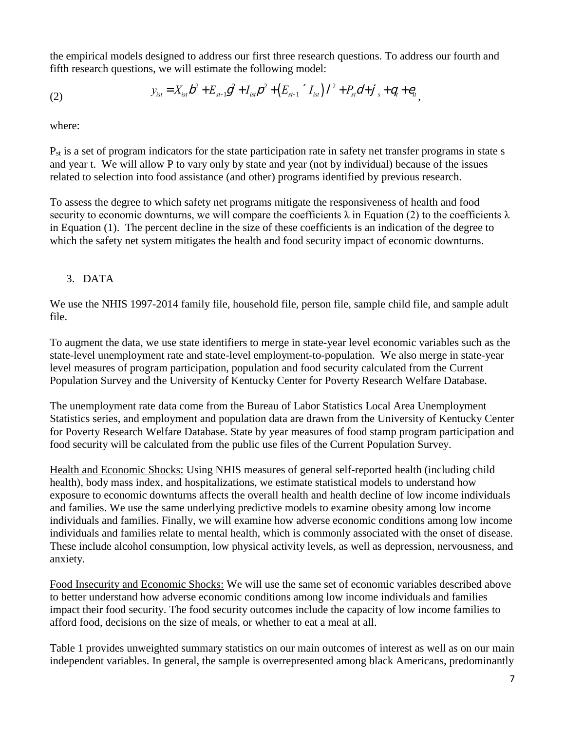the empirical models designed to address our first three research questions. To address our fourth and fifth research questions, we will estimate the following model:

$$y_{ist} = X_{ist}\beta^{2} + E_{st-1}\gamma^{2} + I_{ist}\rho^{2} + \left(E_{st-1} \times I_{ist}\right)\lambda^{2} + P_{st}\delta + \varphi_{s} + \theta_{t} + \varepsilon_{it} \tag{2}$$

where:

$P_{st}$ is a set of program indicators for the state participation rate in safety net transfer programs in state s and year t. We will allow P to vary only by state and year (not by individual) because of the issues related to selection into food assistance (and other) programs identified by previous research.

To assess the degree to which safety net programs mitigate the responsiveness of health and food security to economic downturns, we will compare the coefficients $\lambda$ in Equation (2) to the coefficients $\lambda$ in Equation (1). The percent decline in the size of these coefficients is an indication of the degree to which the safety net system mitigates the health and food security impact of economic downturns.

## 3. DATA

We use the NHIS 1997-2014 family file, household file, person file, sample child file, and sample adult file.

To augment the data, we use state identifiers to merge in state-year level economic variables such as the state-level unemployment rate and state-level employment-to-population. We also merge in state-year level measures of program participation, population and food security calculated from the Current Population Survey and the University of Kentucky Center for Poverty Research Welfare Database.

The unemployment rate data come from the Bureau of Labor Statistics Local Area Unemployment Statistics series, and employment and population data are drawn from the University of Kentucky Center for Poverty Research Welfare Database. State by year measures of food stamp program participation and food security will be calculated from the public use files of the Current Population Survey.

Health and Economic Shocks: Using NHIS measures of general self-reported health (including child health), body mass index, and hospitalizations, we estimate statistical models to understand how exposure to economic downturns affects the overall health and health decline of low income individuals and families. We use the same underlying predictive models to examine obesity among low income individuals and families. Finally, we will examine how adverse economic conditions among low income individuals and families relate to mental health, which is commonly associated with the onset of disease. These include alcohol consumption, low physical activity levels, as well as depression, nervousness, and anxiety.

Food Insecurity and Economic Shocks: We will use the same set of economic variables described above to better understand how adverse economic conditions among low income individuals and families impact their food security. The food security outcomes include the capacity of low income families to afford food, decisions on the size of meals, or whether to eat a meal at all.

Table 1 provides unweighted summary statistics on our main outcomes of interest as well as on our main independent variables. In general, the sample is overrepresented among black Americans, predominantly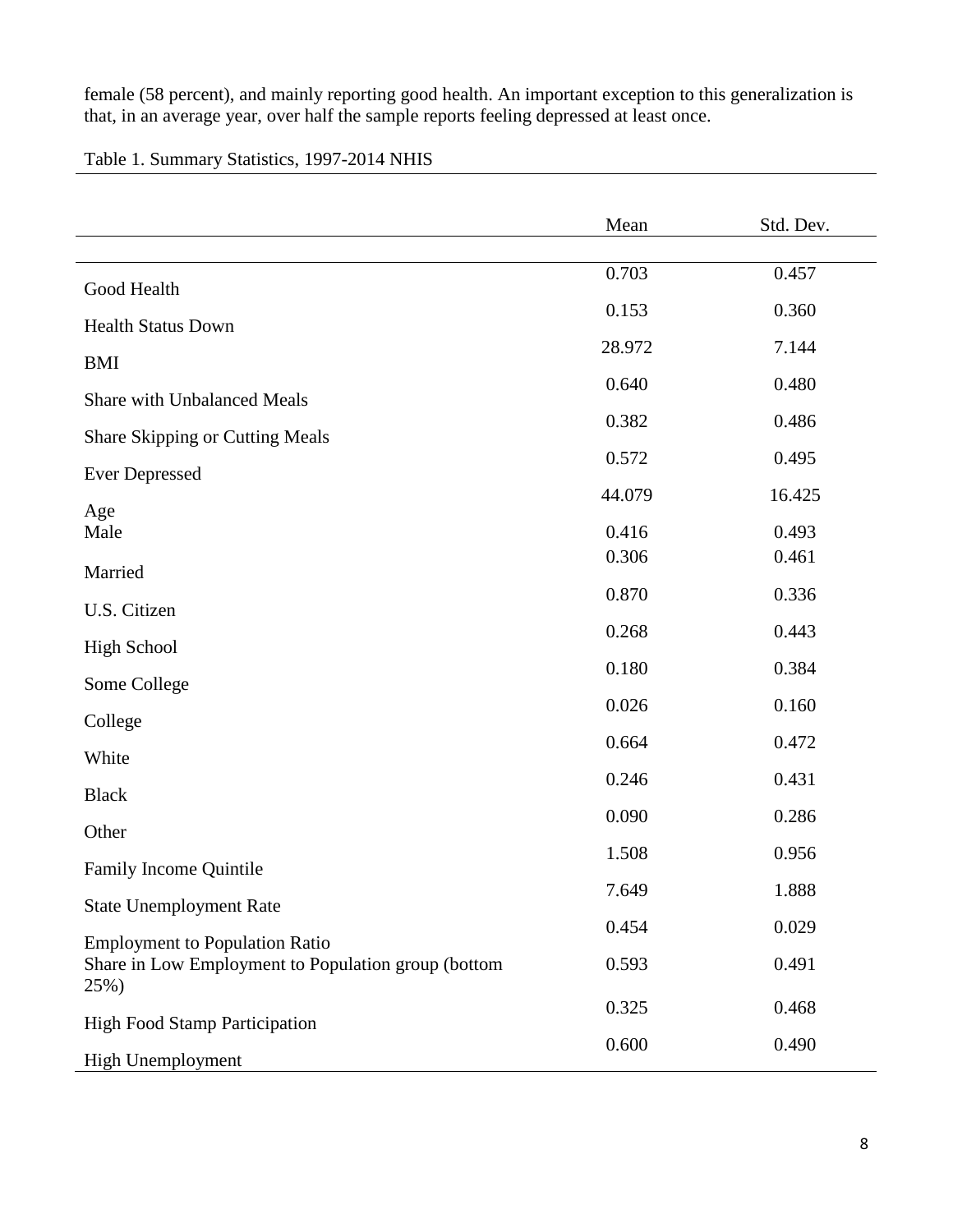female (58 percent), and mainly reporting good health. An important exception to this generalization is that, in an average year, over half the sample reports feeling depressed at least once.

Table 1. Summary Statistics, 1997-2014 NHIS

| | Mean | Std. Dev. |
|---|---|---|
| Good Health | 0.703 | 0.457 |
| Health Status Down | 0.153 | 0.360 |
| BMI | 28.972 | 7.144 |
| Share with Unbalanced Meals | 0.640 | 0.480 |
| Share Skipping or Cutting Meals | 0.382 | 0.486 |
| Ever Depressed | 0.572 | 0.495 |
| Age | 44.079 | 16.425 |
| Male | 0.416 | 0.493 |
| Married | 0.306 | 0.461 |
| U.S. Citizen | 0.870 | 0.336 |
| High School | 0.268 | 0.443 |
| Some College | 0.180 | 0.384 |
| College | 0.026 | 0.160 |
| White | 0.664 | 0.472 |
| Black | 0.246 | 0.431 |
| Other | 0.090 | 0.286 |
| Family Income Quintile | 1.508 | 0.956 |
| State Unemployment Rate | 7.649 | 1.888 |
| Employment to Population Ratio | 0.454 | 0.029 |
| Share in Low Employment to Population group (bottom 25%) | 0.593 | 0.491 |
| High Food Stamp Participation | 0.325 | 0.468 |
| High Unemployment | 0.600 | 0.490 |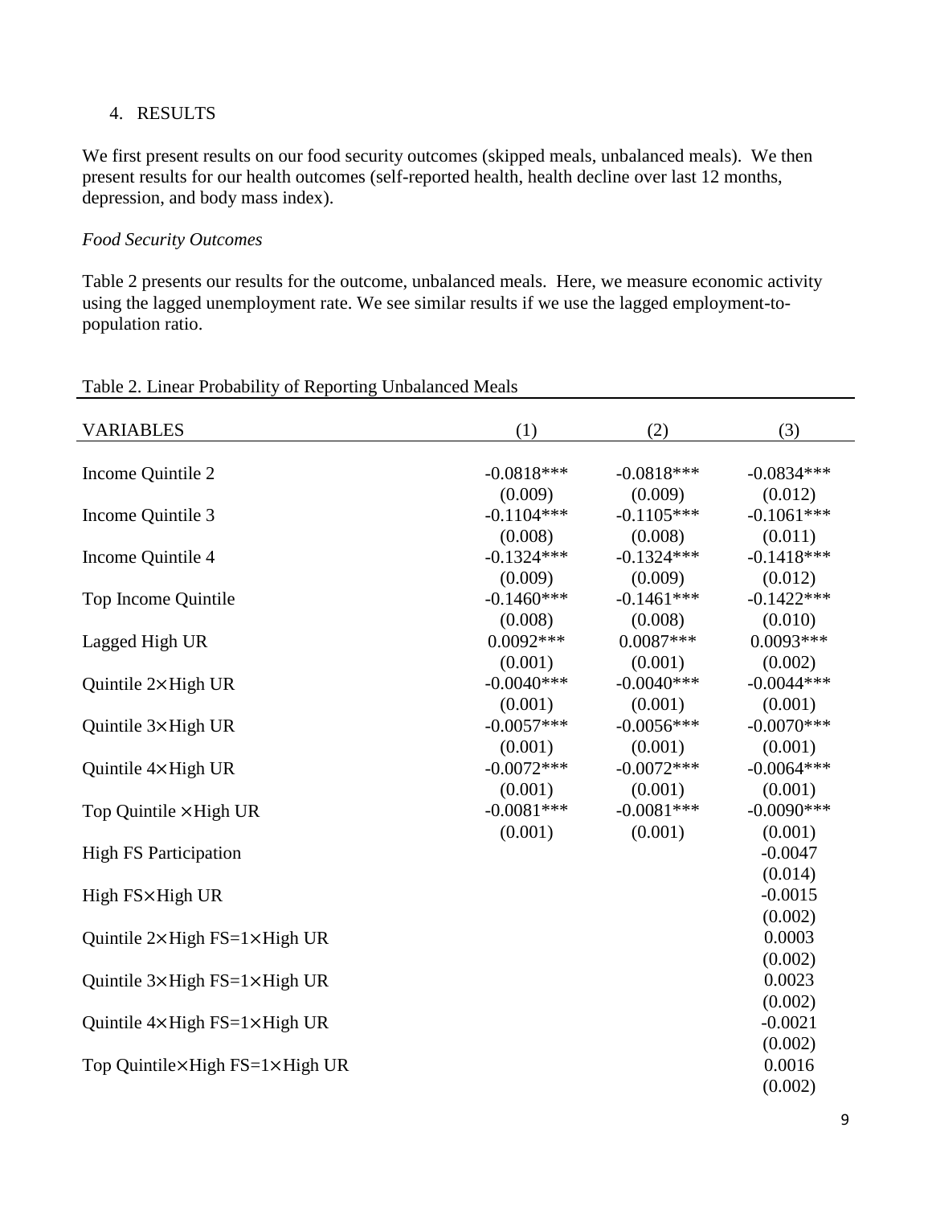## 4. RESULTS

We first present results on our food security outcomes (skipped meals, unbalanced meals). We then present results for our health outcomes (self-reported health, health decline over last 12 months, depression, and body mass index).

*Food Security Outcomes*

Table 2 presents our results for the outcome, unbalanced meals. Here, we measure economic activity using the lagged unemployment rate. We see similar results if we use the lagged employment-to-population ratio.

Table 2. Linear Probability of Reporting Unbalanced Meals

| VARIABLES | (1) | (2) | (3) |
|---|---|---|---|
| Income Quintile 2 | -0.0818*** | -0.0818*** | -0.0834*** |
| | (0.009) | (0.009) | (0.012) |
| Income Quintile 3 | -0.1104*** | -0.1105*** | -0.1061*** |
| | (0.008) | (0.008) | (0.011) |
| Income Quintile 4 | -0.1324*** | -0.1324*** | -0.1418*** |
| | (0.009) | (0.009) | (0.012) |
| Top Income Quintile | -0.1460*** | -0.1461*** | -0.1422*** |
| | (0.008) | (0.008) | (0.010) |
| Lagged High UR | 0.0092*** | 0.0087*** | 0.0093*** |
| | (0.001) | (0.001) | (0.002) |
| Quintile 2×High UR | -0.0040*** | -0.0040*** | -0.0044*** |
| | (0.001) | (0.001) | (0.001) |
| Quintile 3×High UR | -0.0057*** | -0.0056*** | -0.0070*** |
| | (0.001) | (0.001) | (0.001) |
| Quintile 4×High UR | -0.0072*** | -0.0072*** | -0.0064*** |
| | (0.001) | (0.001) | (0.001) |
| Top Quintile ×High UR | -0.0081*** | -0.0081*** | -0.0090*** |
| | (0.001) | (0.001) | (0.001) |
| High FS Participation | | | -0.0047 |
| | | | (0.014) |
| High FS×High UR | | | -0.0015 |
| | | | (0.002) |
| Quintile 2×High FS=1×High UR | | | 0.0003 |
| | | | (0.002) |
| Quintile 3×High FS=1×High UR | | | 0.0023 |
| | | | (0.002) |
| Quintile 4×High FS=1×High UR | | | -0.0021 |
| | | | (0.002) |
| Top Quintile×High FS=1×High UR | | | 0.0016 |
| | | | (0.002) |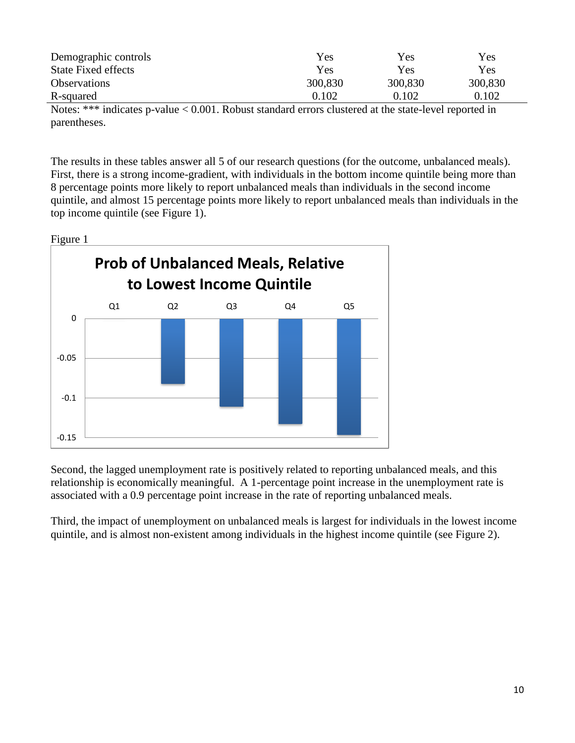| | | | |
|---|---|---|---|
| Demographic controls | Yes | Yes | Yes |
| State Fixed effects | Yes | Yes | Yes |
| Observations | 300,830 | 300,830 | 300,830 |
| R-squared | 0.102 | 0.102 | 0.102 |

Notes: *** indicates p-value < 0.001. Robust standard errors clustered at the state-level reported in parentheses.

The results in these tables answer all 5 of our research questions (for the outcome, unbalanced meals). First, there is a strong income-gradient, with individuals in the bottom income quintile being more than 8 percentage points more likely to report unbalanced meals than individuals in the second income quintile, and almost 15 percentage points more likely to report unbalanced meals than individuals in the top income quintile (see Figure 1).

Figure 1

**Prob of Unbalanced Meals, Relative to Lowest Income Quintile**

| | Q1 | Q2 | Q3 | Q4 | Q5 |
|---|---|---|---|---|---|
| Axis: 0, -0.05, -0.1, -0.15 | | | | | |

Second, the lagged unemployment rate is positively related to reporting unbalanced meals, and this relationship is economically meaningful. A 1-percentage point increase in the unemployment rate is associated with a 0.9 percentage point increase in the rate of reporting unbalanced meals.

Third, the impact of unemployment on unbalanced meals is largest for individuals in the lowest income quintile, and is almost non-existent among individuals in the highest income quintile (see Figure 2).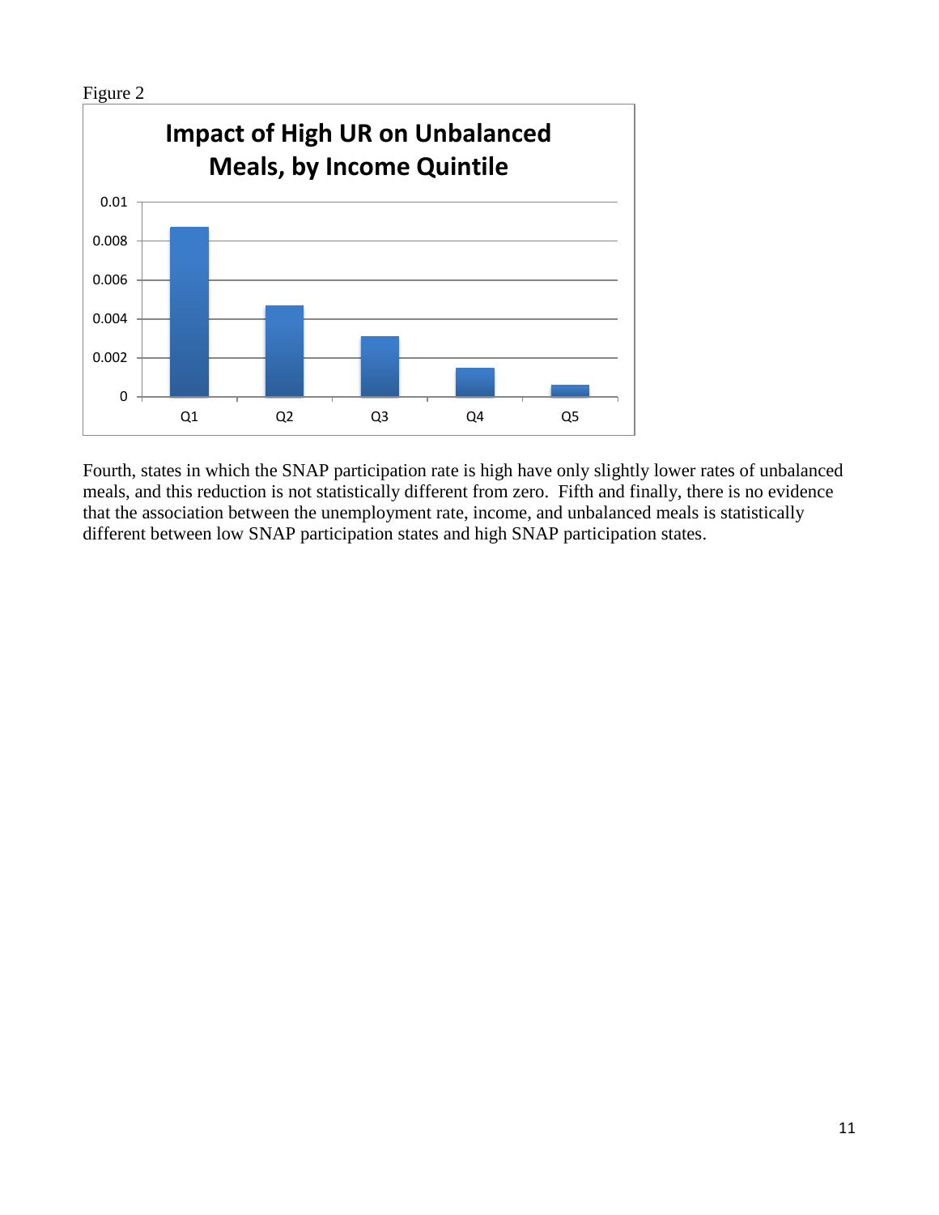Figure 2

Fourth, states in which the SNAP participation rate is high have only slightly lower rates of unbalanced meals, and this reduction is not statistically different from zero. Fifth and finally, there is no evidence that the association between the unemployment rate, income, and unbalanced meals is statistically different between low SNAP participation states and high SNAP participation states.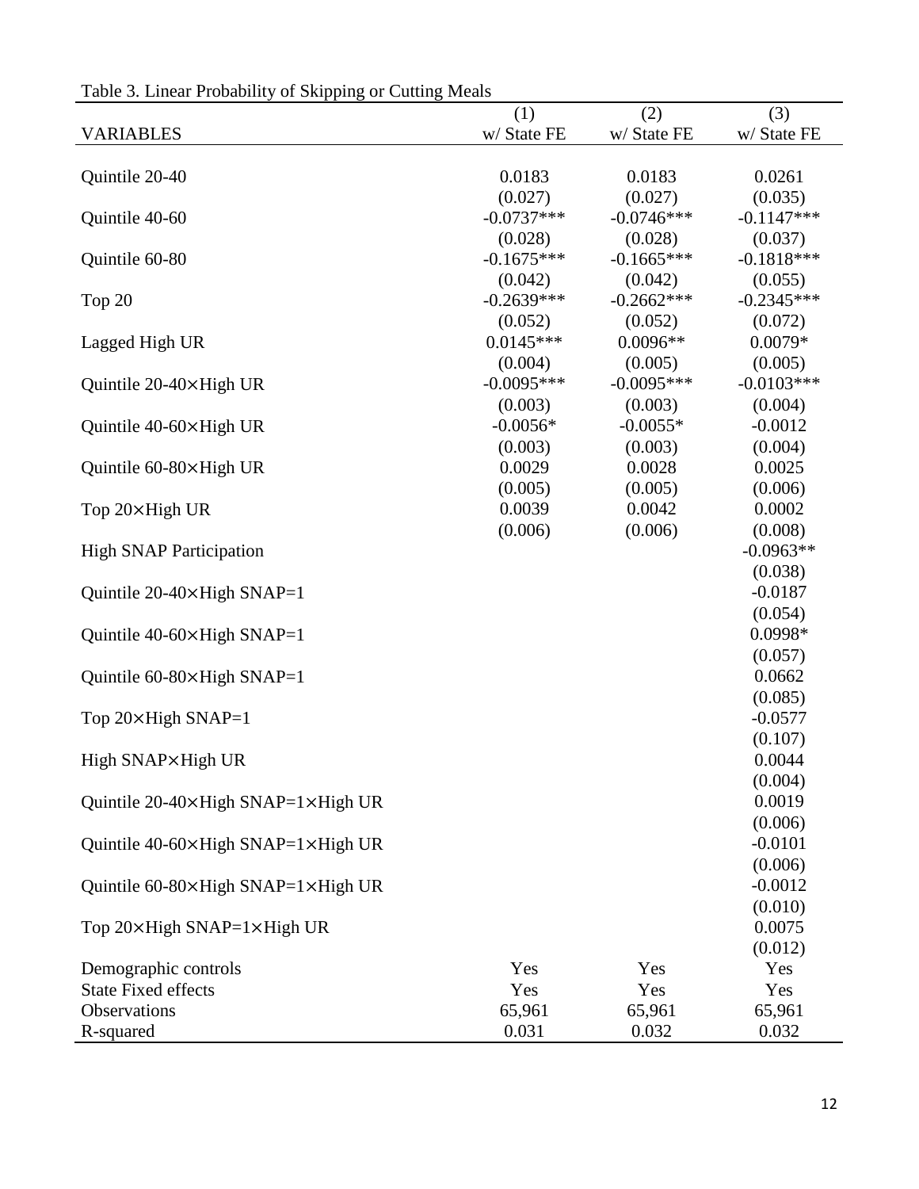Table 3. Linear Probability of Skipping or Cutting Meals

| VARIABLES | (1)<br>w/ State FE | (2)<br>w/ State FE | (3)<br>w/ State FE |
|---|---|---|---|
| Quintile 20-40 | 0.0183 | 0.0183 | 0.0261 |
| | (0.027) | (0.027) | (0.035) |
| Quintile 40-60 | -0.0737*** | -0.0746*** | -0.1147*** |
| | (0.028) | (0.028) | (0.037) |
| Quintile 60-80 | -0.1675*** | -0.1665*** | -0.1818*** |
| | (0.042) | (0.042) | (0.055) |
| Top 20 | -0.2639*** | -0.2662*** | -0.2345*** |
| | (0.052) | (0.052) | (0.072) |
| Lagged High UR | 0.0145*** | 0.0096** | 0.0079* |
| | (0.004) | (0.005) | (0.005) |
| Quintile 20-40×High UR | -0.0095*** | -0.0095*** | -0.0103*** |
| | (0.003) | (0.003) | (0.004) |
| Quintile 40-60×High UR | -0.0056* | -0.0055* | -0.0012 |
| | (0.003) | (0.003) | (0.004) |
| Quintile 60-80×High UR | 0.0029 | 0.0028 | 0.0025 |
| | (0.005) | (0.005) | (0.006) |
| Top 20×High UR | 0.0039 | 0.0042 | 0.0002 |
| | (0.006) | (0.006) | (0.008) |
| High SNAP Participation | | | -0.0963** |
| | | | (0.038) |
| Quintile 20-40×High SNAP=1 | | | -0.0187 |
| | | | (0.054) |
| Quintile 40-60×High SNAP=1 | | | 0.0998* |
| | | | (0.057) |
| Quintile 60-80×High SNAP=1 | | | 0.0662 |
| | | | (0.085) |
| Top 20×High SNAP=1 | | | -0.0577 |
| | | | (0.107) |
| High SNAP×High UR | | | 0.0044 |
| | | | (0.004) |
| Quintile 20-40×High SNAP=1×High UR | | | 0.0019 |
| | | | (0.006) |
| Quintile 40-60×High SNAP=1×High UR | | | -0.0101 |
| | | | (0.006) |
| Quintile 60-80×High SNAP=1×High UR | | | -0.0012 |
| | | | (0.010) |
| Top 20×High SNAP=1×High UR | | | 0.0075 |
| | | | (0.012) |
| Demographic controls | Yes | Yes | Yes |
| State Fixed effects | Yes | Yes | Yes |
| Observations | 65,961 | 65,961 | 65,961 |
| R-squared | 0.031 | 0.032 | 0.032 |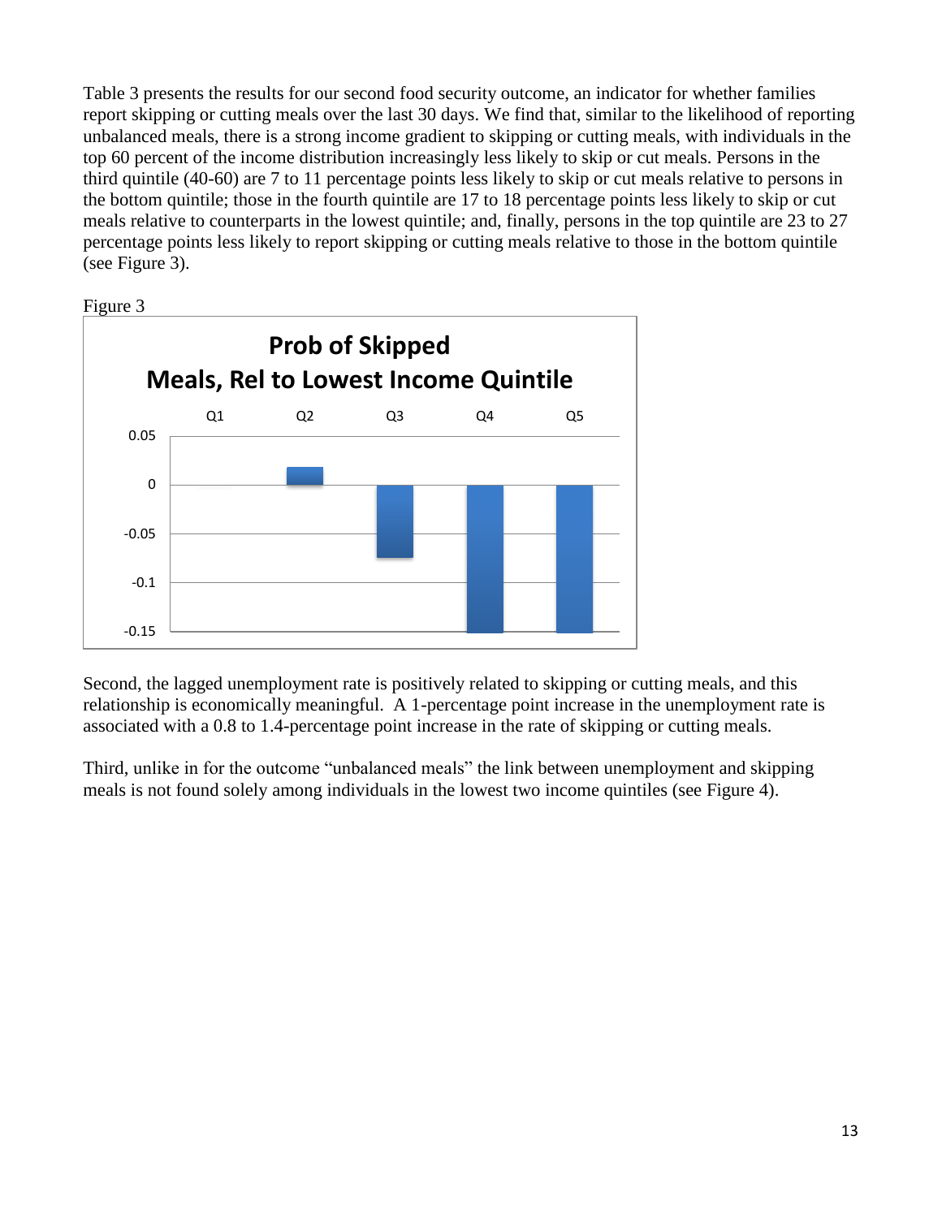Table 3 presents the results for our second food security outcome, an indicator for whether families report skipping or cutting meals over the last 30 days. We find that, similar to the likelihood of reporting unbalanced meals, there is a strong income gradient to skipping or cutting meals, with individuals in the top 60 percent of the income distribution increasingly less likely to skip or cut meals. Persons in the third quintile (40-60) are 7 to 11 percentage points less likely to skip or cut meals relative to persons in the bottom quintile; those in the fourth quintile are 17 to 18 percentage points less likely to skip or cut meals relative to counterparts in the lowest quintile; and, finally, persons in the top quintile are 23 to 27 percentage points less likely to report skipping or cutting meals relative to those in the bottom quintile (see Figure 3).

Figure 3

**Prob of Skipped Meals, Rel to Lowest Income Quintile**

Q1 Q2 Q3 Q4 Q5

0.05 0 -0.05 -0.1 -0.15

Second, the lagged unemployment rate is positively related to skipping or cutting meals, and this relationship is economically meaningful. A 1-percentage point increase in the unemployment rate is associated with a 0.8 to 1.4-percentage point increase in the rate of skipping or cutting meals.

Third, unlike in for the outcome "unbalanced meals" the link between unemployment and skipping meals is not found solely among individuals in the lowest two income quintiles (see Figure 4).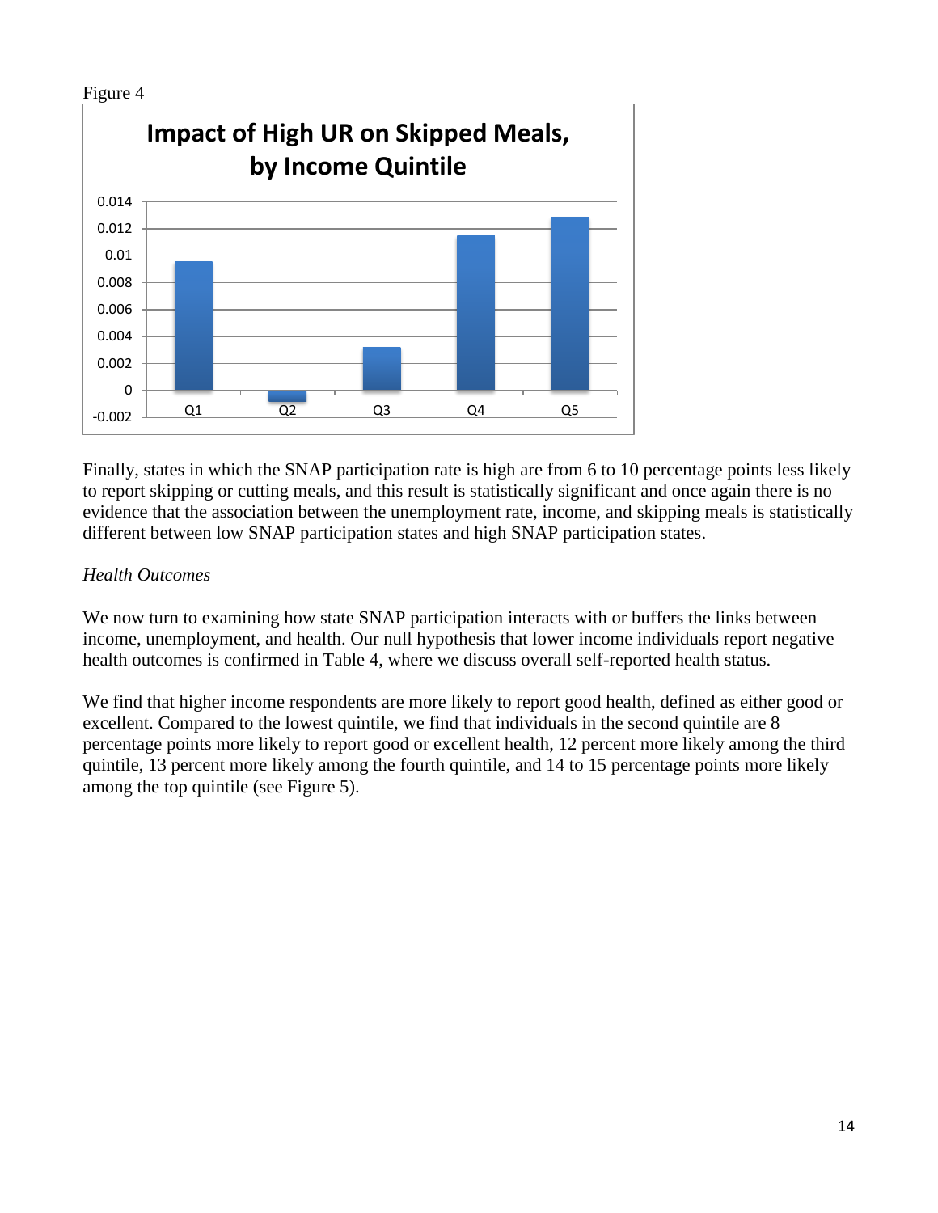Figure 4

**Impact of High UR on Skipped Meals, by Income Quintile**

Finally, states in which the SNAP participation rate is high are from 6 to 10 percentage points less likely to report skipping or cutting meals, and this result is statistically significant and once again there is no evidence that the association between the unemployment rate, income, and skipping meals is statistically different between low SNAP participation states and high SNAP participation states.

*Health Outcomes*

We now turn to examining how state SNAP participation interacts with or buffers the links between income, unemployment, and health. Our null hypothesis that lower income individuals report negative health outcomes is confirmed in Table 4, where we discuss overall self-reported health status.

We find that higher income respondents are more likely to report good health, defined as either good or excellent. Compared to the lowest quintile, we find that individuals in the second quintile are 8 percentage points more likely to report good or excellent health, 12 percent more likely among the third quintile, 13 percent more likely among the fourth quintile, and 14 to 15 percentage points more likely among the top quintile (see Figure 5).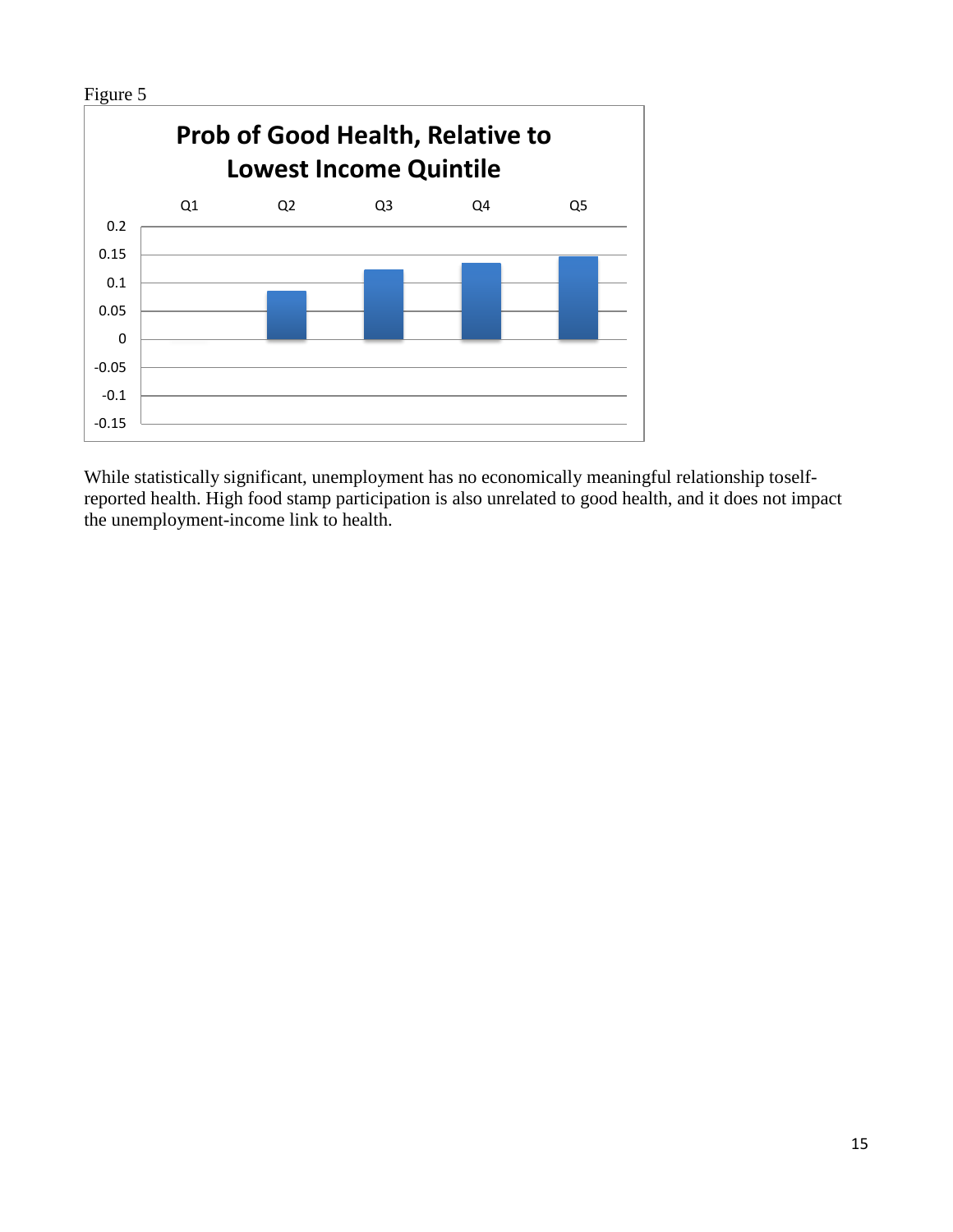Figure 5

While statistically significant, unemployment has no economically meaningful relationship toself-reported health. High food stamp participation is also unrelated to good health, and it does not impact the unemployment-income link to health.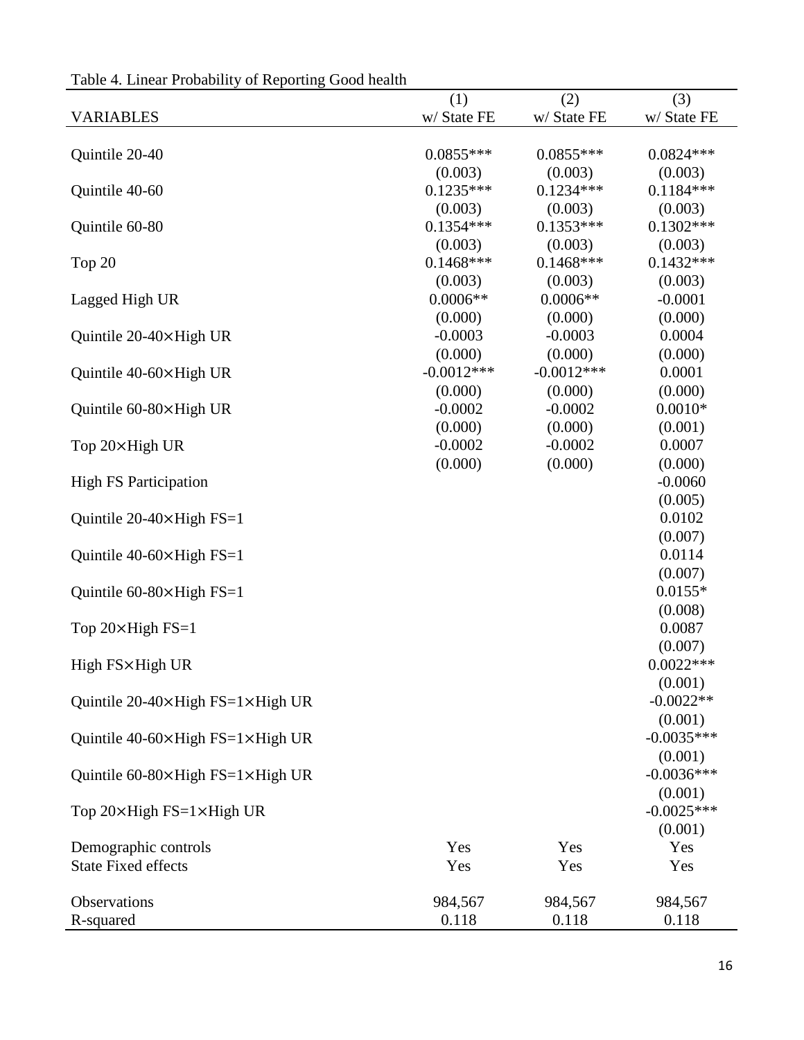Table 4. Linear Probability of Reporting Good health

| VARIABLES | (1)<br>w/ State FE | (2)<br>w/ State FE | (3)<br>w/ State FE |
|---|---|---|---|
| Quintile 20-40 | 0.0855*** | 0.0855*** | 0.0824*** |
| | (0.003) | (0.003) | (0.003) |
| Quintile 40-60 | 0.1235*** | 0.1234*** | 0.1184*** |
| | (0.003) | (0.003) | (0.003) |
| Quintile 60-80 | 0.1354*** | 0.1353*** | 0.1302*** |
| | (0.003) | (0.003) | (0.003) |
| Top 20 | 0.1468*** | 0.1468*** | 0.1432*** |
| | (0.003) | (0.003) | (0.003) |
| Lagged High UR | 0.0006** | 0.0006** | -0.0001 |
| | (0.000) | (0.000) | (0.000) |
| Quintile 20-40×High UR | -0.0003 | -0.0003 | 0.0004 |
| | (0.000) | (0.000) | (0.000) |
| Quintile 40-60×High UR | -0.0012*** | -0.0012*** | 0.0001 |
| | (0.000) | (0.000) | (0.000) |
| Quintile 60-80×High UR | -0.0002 | -0.0002 | 0.0010* |
| | (0.000) | (0.000) | (0.001) |
| Top 20×High UR | -0.0002 | -0.0002 | 0.0007 |
| | (0.000) | (0.000) | (0.000) |
| High FS Participation | | | -0.0060 |
| | | | (0.005) |
| Quintile 20-40×High FS=1 | | | 0.0102 |
| | | | (0.007) |
| Quintile 40-60×High FS=1 | | | 0.0114 |
| | | | (0.007) |
| Quintile 60-80×High FS=1 | | | 0.0155* |
| | | | (0.008) |
| Top 20×High FS=1 | | | 0.0087 |
| | | | (0.007) |
| High FS×High UR | | | 0.0022*** |
| | | | (0.001) |
| Quintile 20-40×High FS=1×High UR | | | -0.0022** |
| | | | (0.001) |
| Quintile 40-60×High FS=1×High UR | | | -0.0035*** |
| | | | (0.001) |
| Quintile 60-80×High FS=1×High UR | | | -0.0036*** |
| | | | (0.001) |
| Top 20×High FS=1×High UR | | | -0.0025*** |
| | | | (0.001) |
| Demographic controls | Yes | Yes | Yes |
| State Fixed effects | Yes | Yes | Yes |
| Observations | 984,567 | 984,567 | 984,567 |
| R-squared | 0.118 | 0.118 | 0.118 |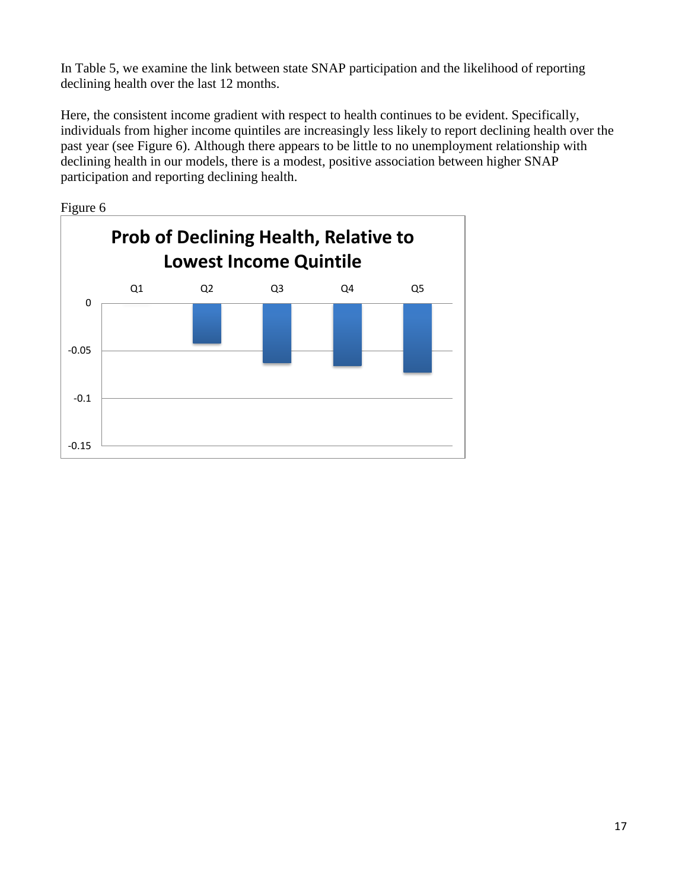In Table 5, we examine the link between state SNAP participation and the likelihood of reporting declining health over the last 12 months.

Here, the consistent income gradient with respect to health continues to be evident. Specifically, individuals from higher income quintiles are increasingly less likely to report declining health over the past year (see Figure 6). Although there appears to be little to no unemployment relationship with declining health in our models, there is a modest, positive association between higher SNAP participation and reporting declining health.

Figure 6

**Prob of Declining Health, Relative to Lowest Income Quintile**

Q1 Q2 Q3 Q4 Q5

0

-0.05

-0.1

-0.15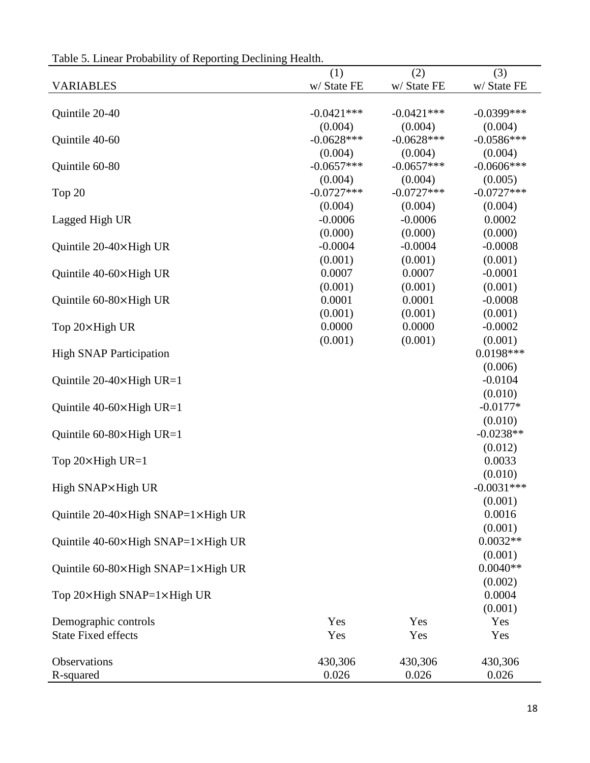Table 5. Linear Probability of Reporting Declining Health.

| VARIABLES | (1)<br>w/ State FE | (2)<br>w/ State FE | (3)<br>w/ State FE |
|---|---|---|---|
| Quintile 20-40 | -0.0421*** | -0.0421*** | -0.0399*** |
| | (0.004) | (0.004) | (0.004) |
| Quintile 40-60 | -0.0628*** | -0.0628*** | -0.0586*** |
| | (0.004) | (0.004) | (0.004) |
| Quintile 60-80 | -0.0657*** | -0.0657*** | -0.0606*** |
| | (0.004) | (0.004) | (0.005) |
| Top 20 | -0.0727*** | -0.0727*** | -0.0727*** |
| | (0.004) | (0.004) | (0.004) |
| Lagged High UR | -0.0006 | -0.0006 | 0.0002 |
| | (0.000) | (0.000) | (0.000) |
| Quintile 20-40×High UR | -0.0004 | -0.0004 | -0.0008 |
| | (0.001) | (0.001) | (0.001) |
| Quintile 40-60×High UR | 0.0007 | 0.0007 | -0.0001 |
| | (0.001) | (0.001) | (0.001) |
| Quintile 60-80×High UR | 0.0001 | 0.0001 | -0.0008 |
| | (0.001) | (0.001) | (0.001) |
| Top 20×High UR | 0.0000 | 0.0000 | -0.0002 |
| | (0.001) | (0.001) | (0.001) |
| High SNAP Participation | | | 0.0198*** |
| | | | (0.006) |
| Quintile 20-40×High UR=1 | | | -0.0104 |
| | | | (0.010) |
| Quintile 40-60×High UR=1 | | | -0.0177* |
| | | | (0.010) |
| Quintile 60-80×High UR=1 | | | -0.0238** |
| | | | (0.012) |
| Top 20×High UR=1 | | | 0.0033 |
| | | | (0.010) |
| High SNAP×High UR | | | -0.0031*** |
| | | | (0.001) |
| Quintile 20-40×High SNAP=1×High UR | | | 0.0016 |
| | | | (0.001) |
| Quintile 40-60×High SNAP=1×High UR | | | 0.0032** |
| | | | (0.001) |
| Quintile 60-80×High SNAP=1×High UR | | | 0.0040** |
| | | | (0.002) |
| Top 20×High SNAP=1×High UR | | | 0.0004 |
| | | | (0.001) |
| Demographic controls | Yes | Yes | Yes |
| State Fixed effects | Yes | Yes | Yes |
| Observations | 430,306 | 430,306 | 430,306 |
| R-squared | 0.026 | 0.026 | 0.026 |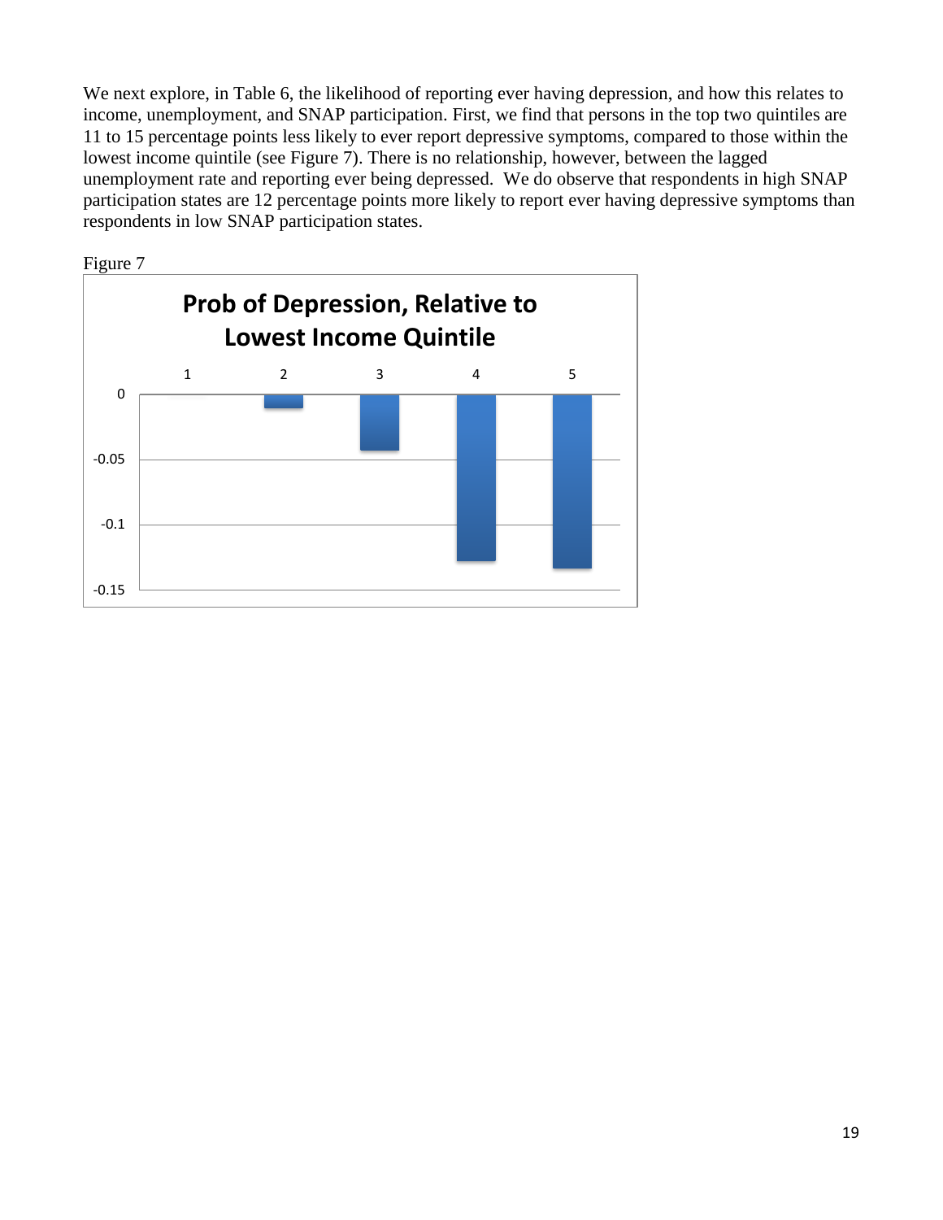We next explore, in Table 6, the likelihood of reporting ever having depression, and how this relates to income, unemployment, and SNAP participation. First, we find that persons in the top two quintiles are 11 to 15 percentage points less likely to ever report depressive symptoms, compared to those within the lowest income quintile (see Figure 7). There is no relationship, however, between the lagged unemployment rate and reporting ever being depressed. We do observe that respondents in high SNAP participation states are 12 percentage points more likely to report ever having depressive symptoms than respondents in low SNAP participation states.

Figure 7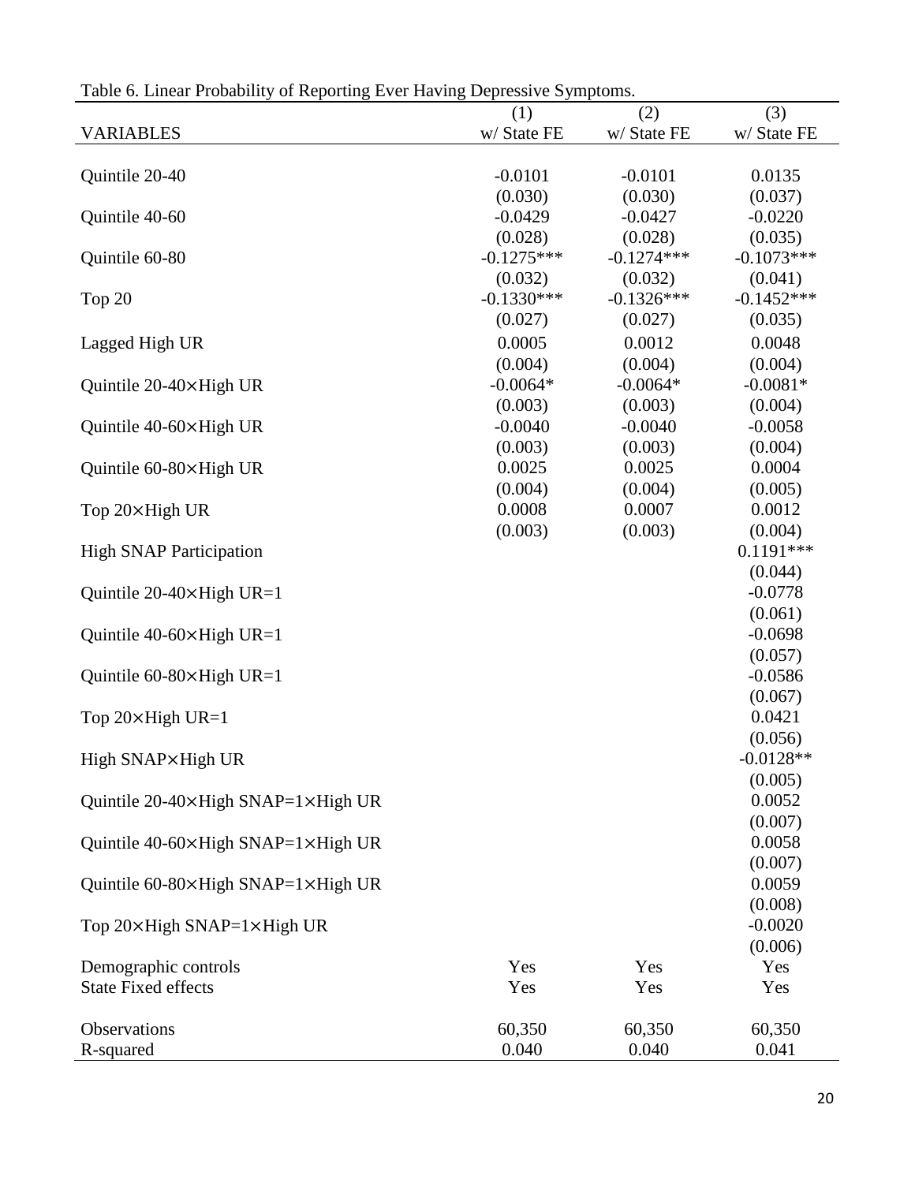Table 6. Linear Probability of Reporting Ever Having Depressive Symptoms.

| VARIABLES | (1)<br>w/ State FE | (2)<br>w/ State FE | (3)<br>w/ State FE |
|---|---|---|---|
| Quintile 20-40 | -0.0101 | -0.0101 | 0.0135 |
| | (0.030) | (0.030) | (0.037) |
| Quintile 40-60 | -0.0429 | -0.0427 | -0.0220 |
| | (0.028) | (0.028) | (0.035) |
| Quintile 60-80 | -0.1275*** | -0.1274*** | -0.1073*** |
| | (0.032) | (0.032) | (0.041) |
| Top 20 | -0.1330*** | -0.1326*** | -0.1452*** |
| | (0.027) | (0.027) | (0.035) |
| Lagged High UR | 0.0005 | 0.0012 | 0.0048 |
| | (0.004) | (0.004) | (0.004) |
| Quintile 20-40×High UR | -0.0064* | -0.0064* | -0.0081* |
| | (0.003) | (0.003) | (0.004) |
| Quintile 40-60×High UR | -0.0040 | -0.0040 | -0.0058 |
| | (0.003) | (0.003) | (0.004) |
| Quintile 60-80×High UR | 0.0025 | 0.0025 | 0.0004 |
| | (0.004) | (0.004) | (0.005) |
| Top 20×High UR | 0.0008 | 0.0007 | 0.0012 |
| | (0.003) | (0.003) | (0.004) |
| High SNAP Participation | | | 0.1191*** |
| | | | (0.044) |
| Quintile 20-40×High UR=1 | | | -0.0778 |
| | | | (0.061) |
| Quintile 40-60×High UR=1 | | | -0.0698 |
| | | | (0.057) |
| Quintile 60-80×High UR=1 | | | -0.0586 |
| | | | (0.067) |
| Top 20×High UR=1 | | | 0.0421 |
| | | | (0.056) |
| High SNAP×High UR | | | -0.0128** |
| | | | (0.005) |
| Quintile 20-40×High SNAP=1×High UR | | | 0.0052 |
| | | | (0.007) |
| Quintile 40-60×High SNAP=1×High UR | | | 0.0058 |
| | | | (0.007) |
| Quintile 60-80×High SNAP=1×High UR | | | 0.0059 |
| | | | (0.008) |
| Top 20×High SNAP=1×High UR | | | -0.0020 |
| | | | (0.006) |
| Demographic controls | Yes | Yes | Yes |
| State Fixed effects | Yes | Yes | Yes |
| Observations | 60,350 | 60,350 | 60,350 |
| R-squared | 0.040 | 0.040 | 0.041 |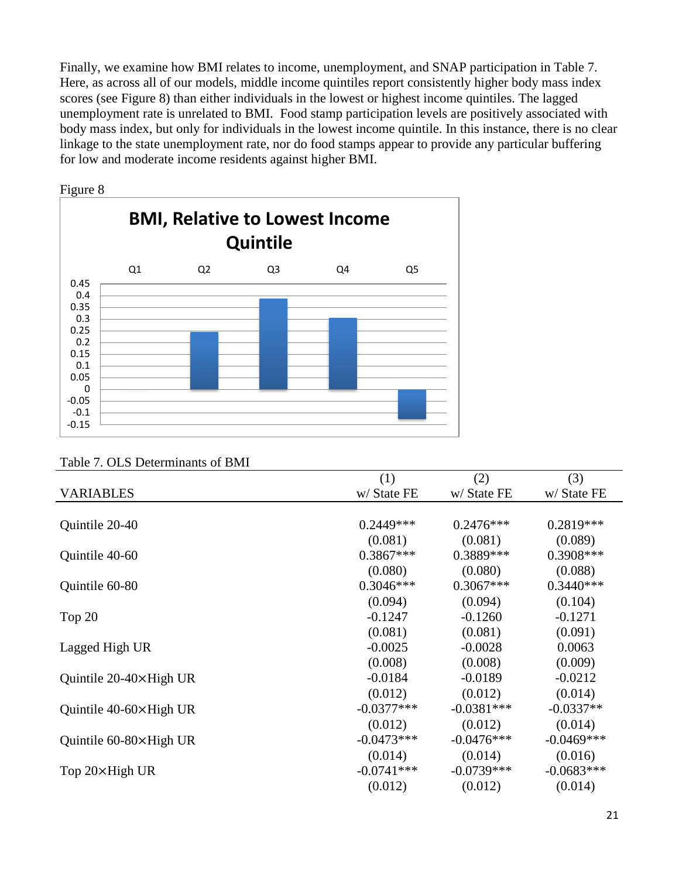Finally, we examine how BMI relates to income, unemployment, and SNAP participation in Table 7. Here, as across all of our models, middle income quintiles report consistently higher body mass index scores (see Figure 8) than either individuals in the lowest or highest income quintiles. The lagged unemployment rate is unrelated to BMI. Food stamp participation levels are positively associated with body mass index, but only for individuals in the lowest income quintile. In this instance, there is no clear linkage to the state unemployment rate, nor do food stamps appear to provide any particular buffering for low and moderate income residents against higher BMI.

Figure 8

Table 7. OLS Determinants of BMI

| VARIABLES | (1)<br>w/ State FE | (2)<br>w/ State FE | (3)<br>w/ State FE |
|---|---|---|---|
| Quintile 20-40 | 0.2449*** | 0.2476*** | 0.2819*** |
| | (0.081) | (0.081) | (0.089) |
| Quintile 40-60 | 0.3867*** | 0.3889*** | 0.3908*** |
| | (0.080) | (0.080) | (0.088) |
| Quintile 60-80 | 0.3046*** | 0.3067*** | 0.3440*** |
| | (0.094) | (0.094) | (0.104) |
| Top 20 | -0.1247 | -0.1260 | -0.1271 |
| | (0.081) | (0.081) | (0.091) |
| Lagged High UR | -0.0025 | -0.0028 | 0.0063 |
| | (0.008) | (0.008) | (0.009) |
| Quintile 20-40×High UR | -0.0184 | -0.0189 | -0.0212 |
| | (0.012) | (0.012) | (0.014) |
| Quintile 40-60×High UR | -0.0377*** | -0.0381*** | -0.0337** |
| | (0.012) | (0.012) | (0.014) |
| Quintile 60-80×High UR | -0.0473*** | -0.0476*** | -0.0469*** |
| | (0.014) | (0.014) | (0.016) |
| Top 20×High UR | -0.0741*** | -0.0739*** | -0.0683*** |
| | (0.012) | (0.012) | (0.014) |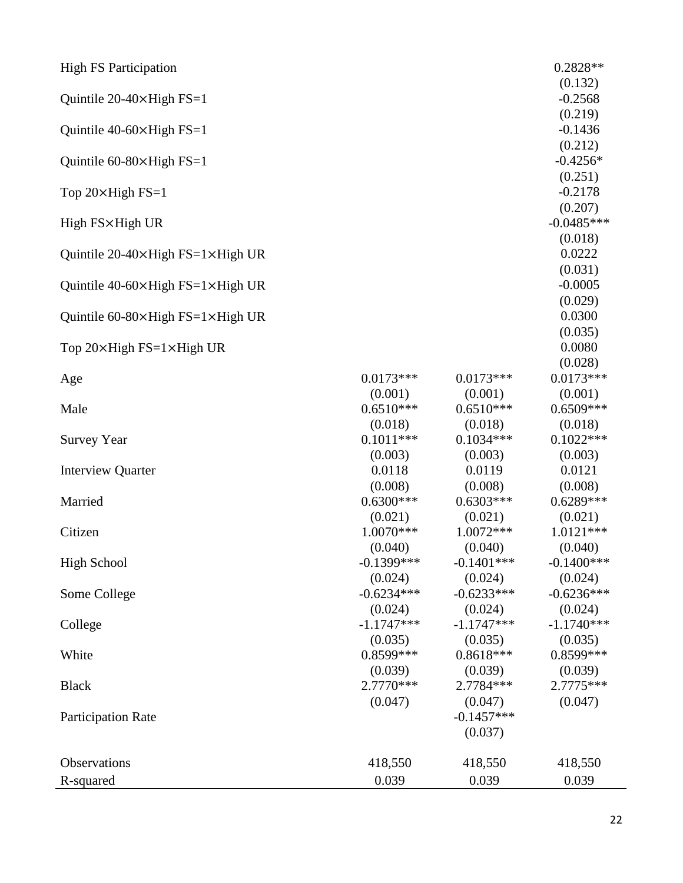| | | | |
|---|---|---|---|
| High FS Participation | | | 0.2828** |
| | | | (0.132) |
| Quintile 20-40×High FS=1 | | | -0.2568 |
| | | | (0.219) |
| Quintile 40-60×High FS=1 | | | -0.1436 |
| | | | (0.212) |
| Quintile 60-80×High FS=1 | | | -0.4256* |
| | | | (0.251) |
| Top 20×High FS=1 | | | -0.2178 |
| | | | (0.207) |
| High FS×High UR | | | -0.0485*** |
| | | | (0.018) |
| Quintile 20-40×High FS=1×High UR | | | 0.0222 |
| | | | (0.031) |
| Quintile 40-60×High FS=1×High UR | | | -0.0005 |
| | | | (0.029) |
| Quintile 60-80×High FS=1×High UR | | | 0.0300 |
| | | | (0.035) |
| Top 20×High FS=1×High UR | | | 0.0080 |
| | | | (0.028) |
| Age | 0.0173*** | 0.0173*** | 0.0173*** |
| | (0.001) | (0.001) | (0.001) |
| Male | 0.6510*** | 0.6510*** | 0.6509*** |
| | (0.018) | (0.018) | (0.018) |
| Survey Year | 0.1011*** | 0.1034*** | 0.1022*** |
| | (0.003) | (0.003) | (0.003) |
| Interview Quarter | 0.0118 | 0.0119 | 0.0121 |
| | (0.008) | (0.008) | (0.008) |
| Married | 0.6300*** | 0.6303*** | 0.6289*** |
| | (0.021) | (0.021) | (0.021) |
| Citizen | 1.0070*** | 1.0072*** | 1.0121*** |
| | (0.040) | (0.040) | (0.040) |
| High School | -0.1399*** | -0.1401*** | -0.1400*** |
| | (0.024) | (0.024) | (0.024) |
| Some College | -0.6234*** | -0.6233*** | -0.6236*** |
| | (0.024) | (0.024) | (0.024) |
| College | -1.1747*** | -1.1747*** | -1.1740*** |
| | (0.035) | (0.035) | (0.035) |
| White | 0.8599*** | 0.8618*** | 0.8599*** |
| | (0.039) | (0.039) | (0.039) |
| Black | 2.7770*** | 2.7784*** | 2.7775*** |
| | (0.047) | (0.047) | (0.047) |
| Participation Rate | | -0.1457*** | |
| | | (0.037) | |
| Observations | 418,550 | 418,550 | 418,550 |
| R-squared | 0.039 | 0.039 | 0.039 |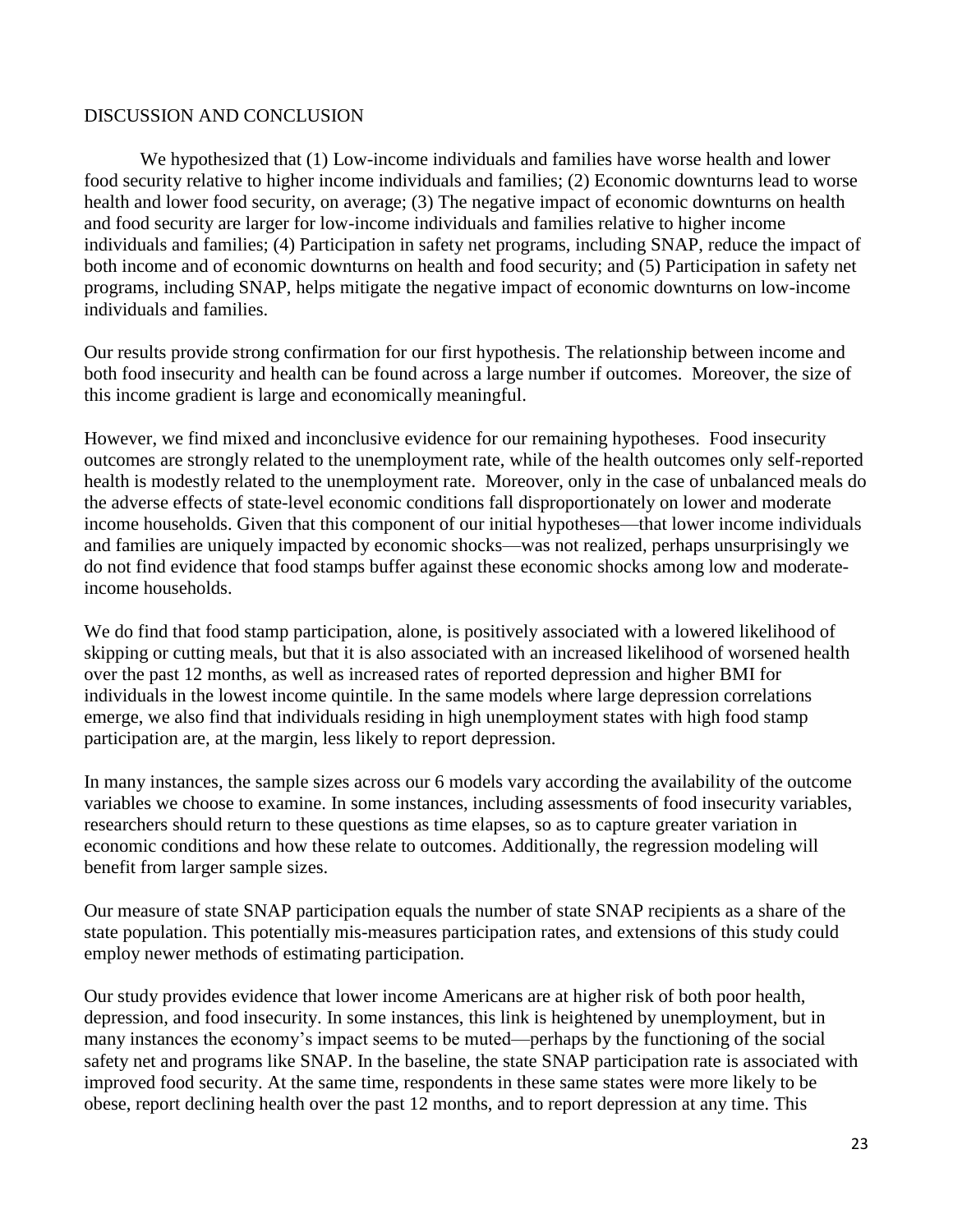## DISCUSSION AND CONCLUSION

We hypothesized that (1) Low-income individuals and families have worse health and lower food security relative to higher income individuals and families; (2) Economic downturns lead to worse health and lower food security, on average; (3) The negative impact of economic downturns on health and food security are larger for low-income individuals and families relative to higher income individuals and families; (4) Participation in safety net programs, including SNAP, reduce the impact of both income and of economic downturns on health and food security; and (5) Participation in safety net programs, including SNAP, helps mitigate the negative impact of economic downturns on low-income individuals and families.

Our results provide strong confirmation for our first hypothesis. The relationship between income and both food insecurity and health can be found across a large number if outcomes. Moreover, the size of this income gradient is large and economically meaningful.

However, we find mixed and inconclusive evidence for our remaining hypotheses. Food insecurity outcomes are strongly related to the unemployment rate, while of the health outcomes only self-reported health is modestly related to the unemployment rate. Moreover, only in the case of unbalanced meals do the adverse effects of state-level economic conditions fall disproportionately on lower and moderate income households. Given that this component of our initial hypotheses—that lower income individuals and families are uniquely impacted by economic shocks—was not realized, perhaps unsurprisingly we do not find evidence that food stamps buffer against these economic shocks among low and moderate-income households.

We do find that food stamp participation, alone, is positively associated with a lowered likelihood of skipping or cutting meals, but that it is also associated with an increased likelihood of worsened health over the past 12 months, as well as increased rates of reported depression and higher BMI for individuals in the lowest income quintile. In the same models where large depression correlations emerge, we also find that individuals residing in high unemployment states with high food stamp participation are, at the margin, less likely to report depression.

In many instances, the sample sizes across our 6 models vary according the availability of the outcome variables we choose to examine. In some instances, including assessments of food insecurity variables, researchers should return to these questions as time elapses, so as to capture greater variation in economic conditions and how these relate to outcomes. Additionally, the regression modeling will benefit from larger sample sizes.

Our measure of state SNAP participation equals the number of state SNAP recipients as a share of the state population. This potentially mis-measures participation rates, and extensions of this study could employ newer methods of estimating participation.

Our study provides evidence that lower income Americans are at higher risk of both poor health, depression, and food insecurity. In some instances, this link is heightened by unemployment, but in many instances the economy's impact seems to be muted—perhaps by the functioning of the social safety net and programs like SNAP. In the baseline, the state SNAP participation rate is associated with improved food security. At the same time, respondents in these same states were more likely to be obese, report declining health over the past 12 months, and to report depression at any time. This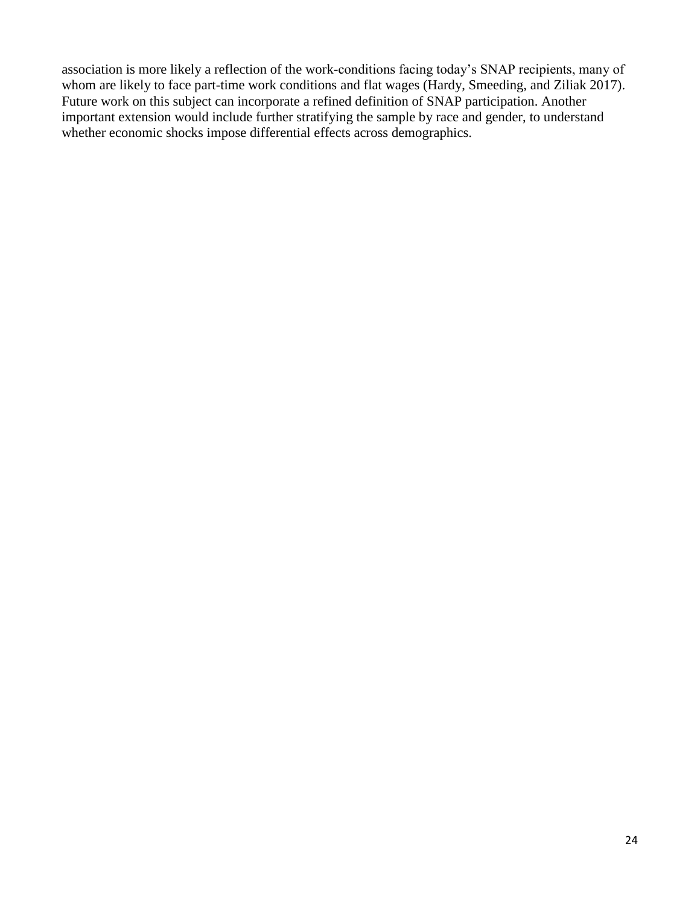association is more likely a reflection of the work-conditions facing today's SNAP recipients, many of whom are likely to face part-time work conditions and flat wages (Hardy, Smeeding, and Ziliak 2017). Future work on this subject can incorporate a refined definition of SNAP participation. Another important extension would include further stratifying the sample by race and gender, to understand whether economic shocks impose differential effects across demographics.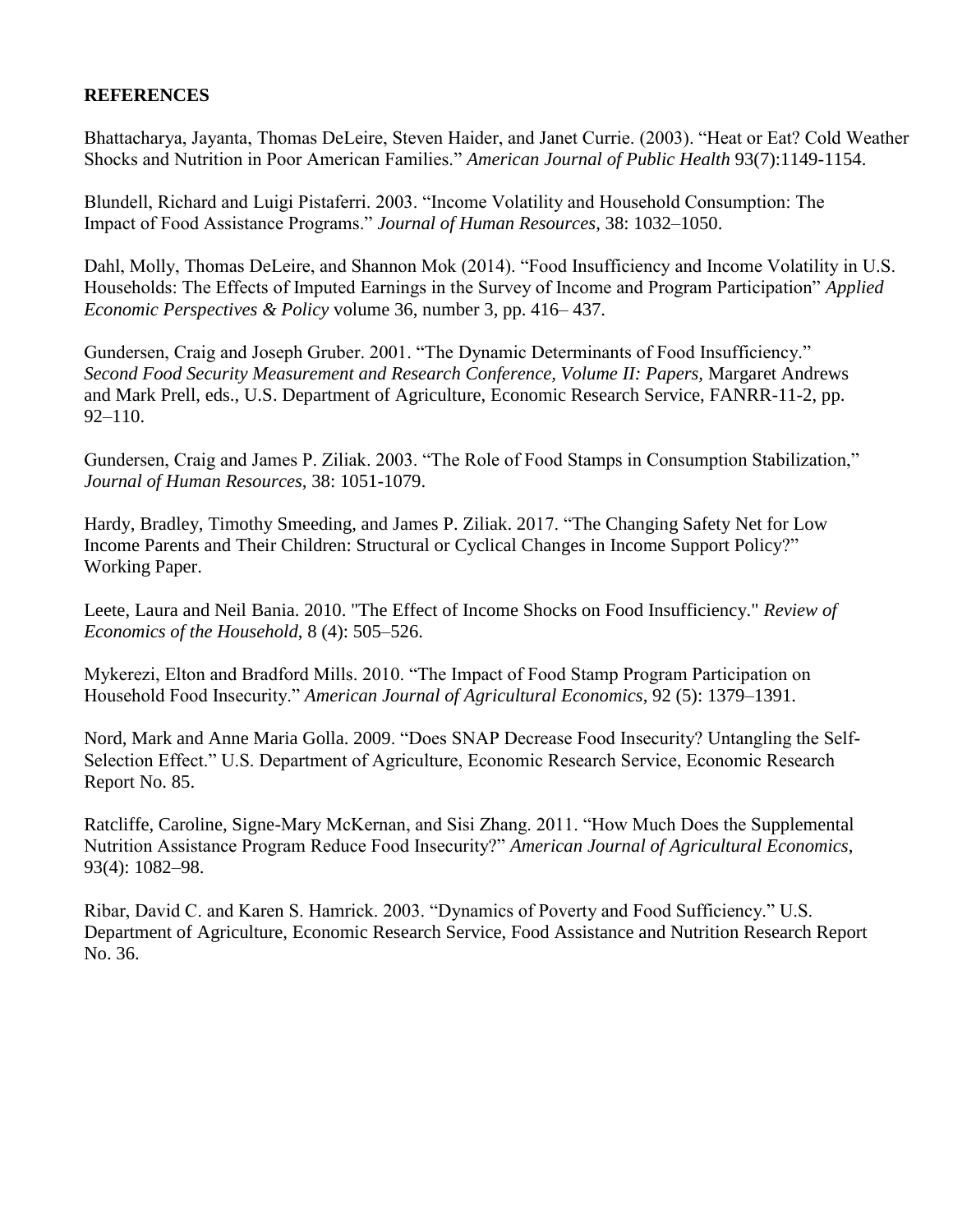## REFERENCES

Bhattacharya, Jayanta, Thomas DeLeire, Steven Haider, and Janet Currie. (2003). "Heat or Eat? Cold Weather Shocks and Nutrition in Poor American Families." *American Journal of Public Health* 93(7):1149-1154.

Blundell, Richard and Luigi Pistaferri. 2003. "Income Volatility and Household Consumption: The Impact of Food Assistance Programs." *Journal of Human Resources*, 38: 1032–1050.

Dahl, Molly, Thomas DeLeire, and Shannon Mok (2014). "Food Insufficiency and Income Volatility in U.S. Households: The Effects of Imputed Earnings in the Survey of Income and Program Participation" *Applied Economic Perspectives & Policy* volume 36, number 3, pp. 416– 437.

Gundersen, Craig and Joseph Gruber. 2001. "The Dynamic Determinants of Food Insufficiency." *Second Food Security Measurement and Research Conference, Volume II: Papers,* Margaret Andrews and Mark Prell, eds., U.S. Department of Agriculture, Economic Research Service, FANRR-11-2, pp. 92–110.

Gundersen, Craig and James P. Ziliak. 2003. "The Role of Food Stamps in Consumption Stabilization," *Journal of Human Resources*, 38: 1051-1079.

Hardy, Bradley, Timothy Smeeding, and James P. Ziliak. 2017. "The Changing Safety Net for Low Income Parents and Their Children: Structural or Cyclical Changes in Income Support Policy?" Working Paper.

Leete, Laura and Neil Bania. 2010. "The Effect of Income Shocks on Food Insufficiency." *Review of Economics of the Household,* 8 (4): 505–526.

Mykerezi, Elton and Bradford Mills. 2010. "The Impact of Food Stamp Program Participation on Household Food Insecurity." *American Journal of Agricultural Economics,* 92 (5): 1379–1391.

Nord, Mark and Anne Maria Golla. 2009. "Does SNAP Decrease Food Insecurity? Untangling the Self-Selection Effect." U.S. Department of Agriculture, Economic Research Service, Economic Research Report No. 85.

Ratcliffe, Caroline, Signe-Mary McKernan, and Sisi Zhang. 2011. "How Much Does the Supplemental Nutrition Assistance Program Reduce Food Insecurity?" *American Journal of Agricultural Economics*, 93(4): 1082–98.

Ribar, David C. and Karen S. Hamrick. 2003. "Dynamics of Poverty and Food Sufficiency." U.S. Department of Agriculture, Economic Research Service, Food Assistance and Nutrition Research Report No. 36.